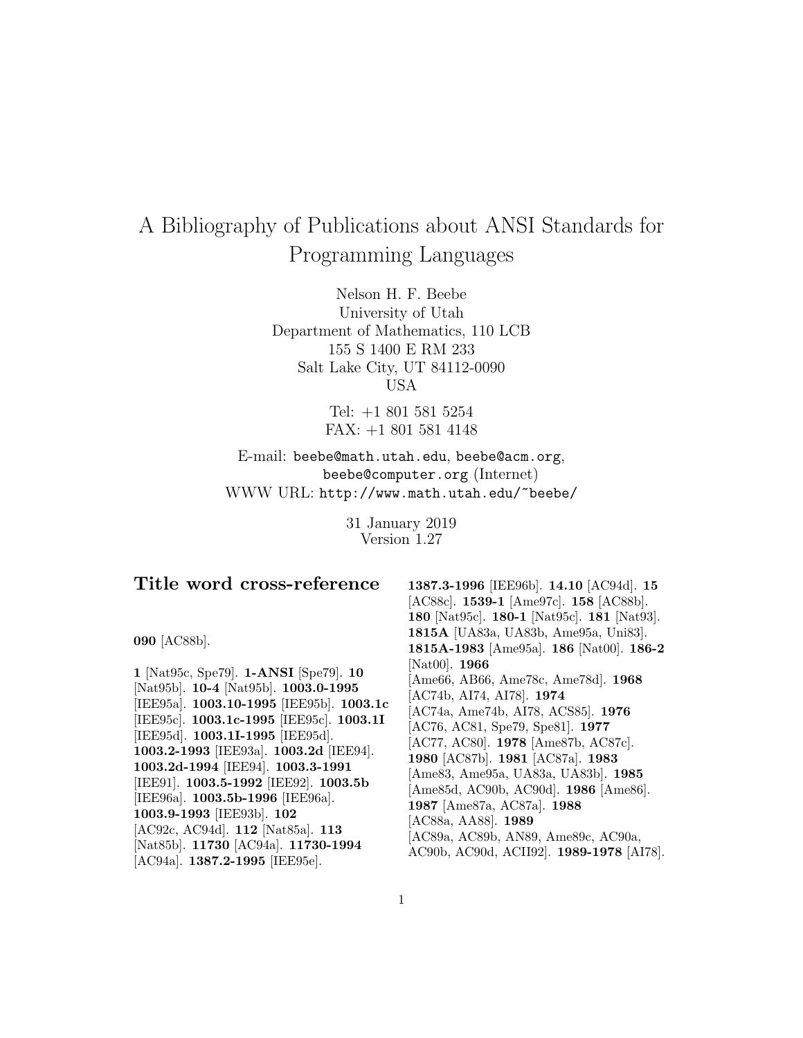# A Bibliography of Publications about ANSI Standards for Programming Languages

Nelson H. F. Beebe
University of Utah
Department of Mathematics, 110 LCB
155 S 1400 E RM 233
Salt Lake City, UT 84112-0090
USA

Tel: +1 801 581 5254
FAX: +1 801 581 4148

E-mail: `beebe@math.utah.edu`, `beebe@acm.org`, `beebe@computer.org` (Internet)
WWW URL: `http://www.math.utah.edu/~beebe/`

31 January 2019
Version 1.27

## Title word cross-reference

**090** [AC88b].

**1** [Nat95c, Spe79]. **1-ANSI** [Spe79]. **10** [Nat95b]. **10-4** [Nat95b]. **1003.0-1995** [IEE95a]. **1003.10-1995** [IEE95b]. **1003.1c** [IEE95c]. **1003.1c-1995** [IEE95c]. **1003.1I** [IEE95d]. **1003.1I-1995** [IEE95d]. **1003.2-1993** [IEE93a]. **1003.2d** [IEE94]. **1003.2d-1994** [IEE94]. **1003.3-1991** [IEE91]. **1003.5-1992** [IEE92]. **1003.5b** [IEE96a]. **1003.5b-1996** [IEE96a]. **1003.9-1993** [IEE93b]. **102** [AC92c, AC94d]. **112** [Nat85a]. **113** [Nat85b]. **11730** [AC94a]. **11730-1994** [AC94a]. **1387.2-1995** [IEE95e]. **1387.3-1996** [IEE96b]. **14.10** [AC94d]. **15** [AC88c]. **1539-1** [Ame97c]. **158** [AC88b]. **180** [Nat95c]. **180-1** [Nat95c]. **181** [Nat93]. **1815A** [UA83a, UA83b, Ame95a, Uni83]. **1815A-1983** [Ame95a]. **186** [Nat00]. **186-2** [Nat00]. **1966** [Ame66, AB66, Ame78c, Ame78d]. **1968** [AC74b, AI74, AI78]. **1974** [AC74a, Ame74b, AI78, ACS85]. **1976** [AC76, AC81, Spe79, Spe81]. **1977** [AC77, AC80]. **1978** [Ame87b, AC87c]. **1980** [AC87b]. **1981** [AC87a]. **1983** [Ame83, Ame95a, UA83a, UA83b]. **1985** [Ame85d, AC90b, AC90d]. **1986** [Ame86]. **1987** [Ame87a, AC87a]. **1988** [AC88a, AA88]. **1989** [AC89a, AC89b, AN89, Ame89c, AC90a, AC90b, AC90d, ACII92]. **1989-1978** [AI78].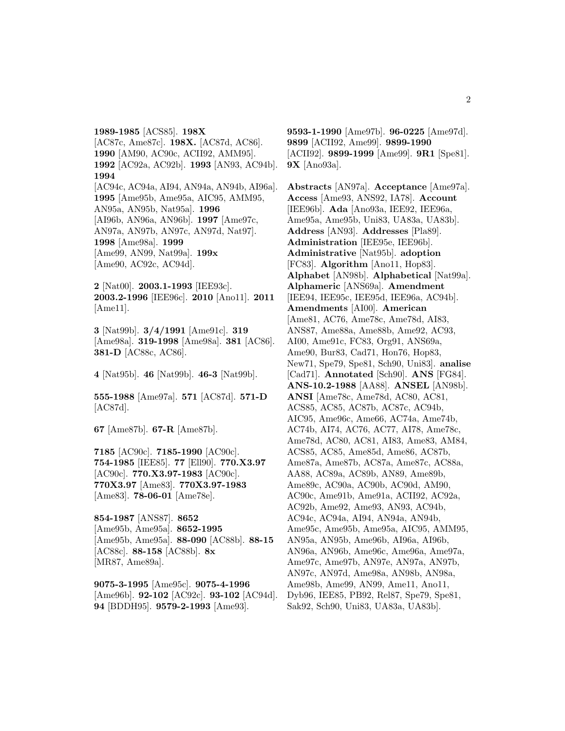**1989-1985** [ACS85]. **198X** [AC87c, Ame87c]. **198X.** [AC87d, AC86]. **1990** [AM90, AC90c, ACII92, AMM95]. **1992** [AC92a, AC92b]. **1993** [AN93, AC94b]. **1994** [AC94c, AC94a, AI94, AN94a, AN94b, AI96a]. **1995** [Ame95b, Ame95a, AIC95, AMM95, AN95a, AN95b, Nat95a]. **1996** [AI96b, AN96a, AN96b]. **1997** [Ame97c, AN97a, AN97b, AN97c, AN97d, Nat97]. **1998** [Ame98a]. **1999** [Ame99, AN99, Nat99a]. **199x** [Ame90, AC92c, AC94d].

**2** [Nat00]. **2003.1-1993** [IEE93c]. **2003.2-1996** [IEE96c]. **2010** [Ano11]. **2011** [Ame11].

**3** [Nat99b]. **3/4/1991** [Ame91c]. **319** [Ame98a]. **319-1998** [Ame98a]. **381** [AC86]. **381-D** [AC88c, AC86].

**4** [Nat95b]. **46** [Nat99b]. **46-3** [Nat99b].

**555-1988** [Ame97a]. **571** [AC87d]. **571-D** [AC87d].

**67** [Ame87b]. **67-R** [Ame87b].

**7185** [AC90c]. **7185-1990** [AC90c]. **754-1985** [IEE85]. **77** [Ell90]. **770.X3.97** [AC90c]. **770.X3.97-1983** [AC90c]. **770X3.97** [Ame83]. **770X3.97-1983** [Ame83]. **78-06-01** [Ame78e].

**854-1987** [ANS87]. **8652** [Ame95b, Ame95a]. **8652-1995** [Ame95b, Ame95a]. **88-090** [AC88b]. **88-15** [AC88c]. **88-158** [AC88b]. **8x** [MR87, Ame89a].

**9075-3-1995** [Ame95c]. **9075-4-1996** [Ame96b]. **92-102** [AC92c]. **93-102** [AC94d]. **94** [BDDH95]. **9579-2-1993** [Ame93]. **9593-1-1990** [Ame97b]. **96-0225** [Ame97d]. **9899** [ACII92, Ame99]. **9899-1990** [ACII92]. **9899-1999** [Ame99]. **9R1** [Spe81]. **9X** [Ano93a].

**Abstracts** [AN97a]. **Acceptance** [Ame97a]. **Access** [Ame93, ANS92, IA78]. **Account** [IEE96b]. **Ada** [Ano93a, IEE92, IEE96a, Ame95a, Ame95b, Uni83, UA83a, UA83b]. **Address** [AN93]. **Addresses** [Pla89]. **Administration** [IEE95e, IEE96b]. **Administrative** [Nat95b]. **adoption** [FC83]. **Algorithm** [Ano11, Hop83]. **Alphabet** [AN98b]. **Alphabetical** [Nat99a]. **Alphameric** [ANS69a]. **Amendment** [IEE94, IEE95c, IEE95d, IEE96a, AC94b]. **Amendments** [AI00]. **American** [Ame81, AC76, Ame78c, Ame78d, AI83, ANS87, Ame88a, Ame88b, Ame92, AC93, AI00, Ame91c, FC83, Org91, ANS69a, Ame90, Bur83, Cad71, Hon76, Hop83, New71, Spe79, Spe81, Sch90, Uni83]. **analise** [Cad71]. **Annotated** [Sch90]. **ANS** [FG84]. **ANS-10.2-1988** [AA88]. **ANSEL** [AN98b]. **ANSI** [Ame78c, Ame78d, AC80, AC81, ACS85, AC85, AC87b, AC87c, AC94b, AIC95, Ame96c, Ame66, AC74a, Ame74b, AC74b, AI74, AC76, AC77, AI78, Ame78c, Ame78d, AC80, AC81, AI83, Ame83, AM84, ACS85, AC85, Ame85d, Ame86, AC87b, Ame87a, Ame87b, AC87a, Ame87c, AC88a, AA88, AC89a, AC89b, AN89, Ame89b, Ame89c, AC90a, AC90b, AC90d, AM90, AC90c, Ame91b, Ame91a, ACII92, AC92a, AC92b, Ame92, Ame93, AN93, AC94b, AC94c, AC94a, AI94, AN94a, AN94b, Ame95c, Ame95b, Ame95a, AIC95, AMM95, AN95a, AN95b, Ame96b, AI96a, AI96b, AN96a, AN96b, Ame96c, Ame96a, Ame97a, Ame97c, Ame97b, AN97e, AN97a, AN97b, AN97c, AN97d, Ame98a, AN98b, AN98a, Ame98b, Ame99, AN99, Ame11, Ano11, Dyb96, IEE85, PB92, Rel87, Spe79, Spe81, Sak92, Sch90, Uni83, UA83a, UA83b].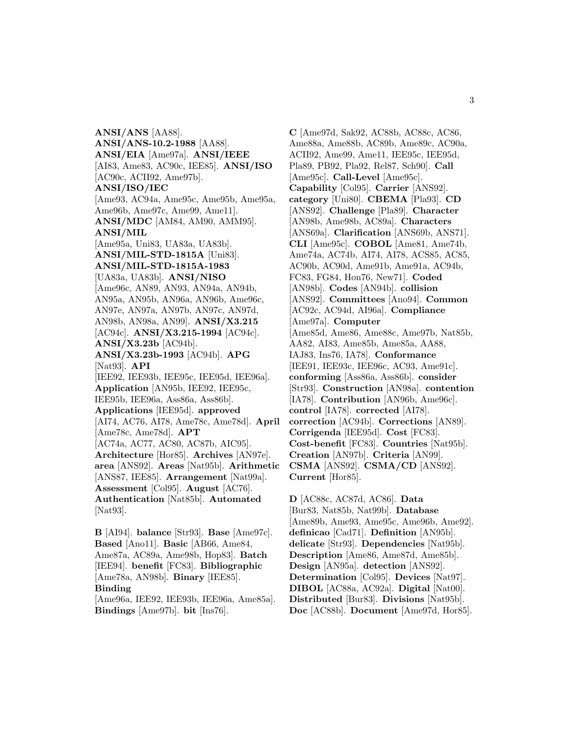**ANSI/ANS** [AA88]. **ANSI/ANS-10.2-1988** [AA88]. **ANSI/EIA** [Ame97a]. **ANSI/IEEE** [AI83, Ame83, AC90c, IEE85]. **ANSI/ISO** [AC90c, ACII92, Ame97b]. **ANSI/ISO/IEC** [Ame93, AC94a, Ame95c, Ame95b, Ame95a, Ame96b, Ame97c, Ame99, Ame11]. **ANSI/MDC** [AM84, AM90, AMM95]. **ANSI/MIL** [Ame95a, Uni83, UA83a, UA83b]. **ANSI/MIL-STD-1815A** [Uni83]. **ANSI/MIL-STD-1815A-1983** [UA83a, UA83b]. **ANSI/NISO** [Ame96c, AN89, AN93, AN94a, AN94b, AN95a, AN95b, AN96a, AN96b, Ame96c, AN97e, AN97a, AN97b, AN97c, AN97d, AN98b, AN98a, AN99]. **ANSI/X3.215** [AC94c]. **ANSI/X3.215-1994** [AC94c]. **ANSI/X3.23b** [AC94b]. **ANSI/X3.23b-1993** [AC94b]. **APG** [Nat93]. **API** [IEE92, IEE93b, IEE95c, IEE95d, IEE96a]. **Application** [AN95b, IEE92, IEE95c, IEE95b, IEE96a, Ass86a, Ass86b]. **Applications** [IEE95d]. **approved** [AI74, AC76, AI78, Ame78c, Ame78d]. **April** [Ame78c, Ame78d]. **APT** [AC74a, AC77, AC80, AC87b, AIC95]. **Architecture** [Hor85]. **Archives** [AN97e]. **area** [ANS92]. **Areas** [Nat95b]. **Arithmetic** [ANS87, IEE85]. **Arrangement** [Nat99a]. **Assessment** [Col95]. **August** [AC76]. **Authentication** [Nat85b]. **Automated** [Nat93].

**B** [AI94]. **balance** [Str93]. **Base** [Ame97c]. **Based** [Ano11]. **Basic** [AB66, Ame84, Ame87a, AC89a, Ame98b, Hop83]. **Batch** [IEE94]. **benefit** [FC83]. **Bibliographic** [Ame78a, AN98b]. **Binary** [IEE85]. **Binding** [Ame96a, IEE92, IEE93b, IEE96a, Ame85a]. **Bindings** [Ame97b]. **bit** [Ins76].

**C** [Ame97d, Sak92, AC88b, AC88c, AC86, Ame88a, Ame88b, AC89b, Ame89c, AC90a, ACII92, Ame99, Ame11, IEE95c, IEE95d, Pla89, PB92, Pla92, Rel87, Sch90]. **Call** [Ame95c]. **Call-Level** [Ame95c]. **Capability** [Col95]. **Carrier** [ANS92]. **category** [Uni80]. **CBEMA** [Pla93]. **CD** [ANS92]. **Challenge** [Pla89]. **Character** [AN98b, Ame98b, AC89a]. **Characters** [ANS69a]. **Clarification** [ANS69b, ANS71]. **CLI** [Ame95c]. **COBOL** [Ame81, Ame74b, Ame74a, AC74b, AI74, AI78, ACS85, AC85, AC90b, AC90d, Ame91b, Ame91a, AC94b, FC83, FG84, Hon76, New71]. **Coded** [AN98b]. **Codes** [AN94b]. **collision** [ANS92]. **Committees** [Ano94]. **Common** [AC92c, AC94d, AI96a]. **Compliance** [Ame97a]. **Computer** [Ame85d, Ame86, Ame88c, Ame97b, Nat85b, AA82, AI83, Ame85b, Ame85a, AA88, IAJ83, Ins76, IA78]. **Conformance** [IEE91, IEE93c, IEE96c, AC93, Ame91c]. **conforming** [Ass86a, Ass86b]. **consider** [Str93]. **Construction** [AN98a]. **contention** [IA78]. **Contribution** [AN96b, Ame96c]. **control** [IA78]. **corrected** [AI78]. **correction** [AC94b]. **Corrections** [AN89]. **Corrigenda** [IEE95d]. **Cost** [FC83]. **Cost-benefit** [FC83]. **Countries** [Nat95b]. **Creation** [AN97b]. **Criteria** [AN99]. **CSMA** [ANS92]. **CSMA/CD** [ANS92]. **Current** [Hor85].

**D** [AC88c, AC87d, AC86]. **Data** [Bur83, Nat85b, Nat99b]. **Database** [Ame89b, Ame93, Ame95c, Ame96b, Ame92]. **definicao** [Cad71]. **Definition** [AN95b]. **delicate** [Str93]. **Dependencies** [Nat95b]. **Description** [Ame86, Ame87d, Ame85b]. **Design** [AN95a]. **detection** [ANS92]. **Determination** [Col95]. **Devices** [Nat97]. **DIBOL** [AC88a, AC92a]. **Digital** [Nat00]. **Distributed** [Bur83]. **Divisions** [Nat95b]. **Doc** [AC88b]. **Document** [Ame97d, Hor85].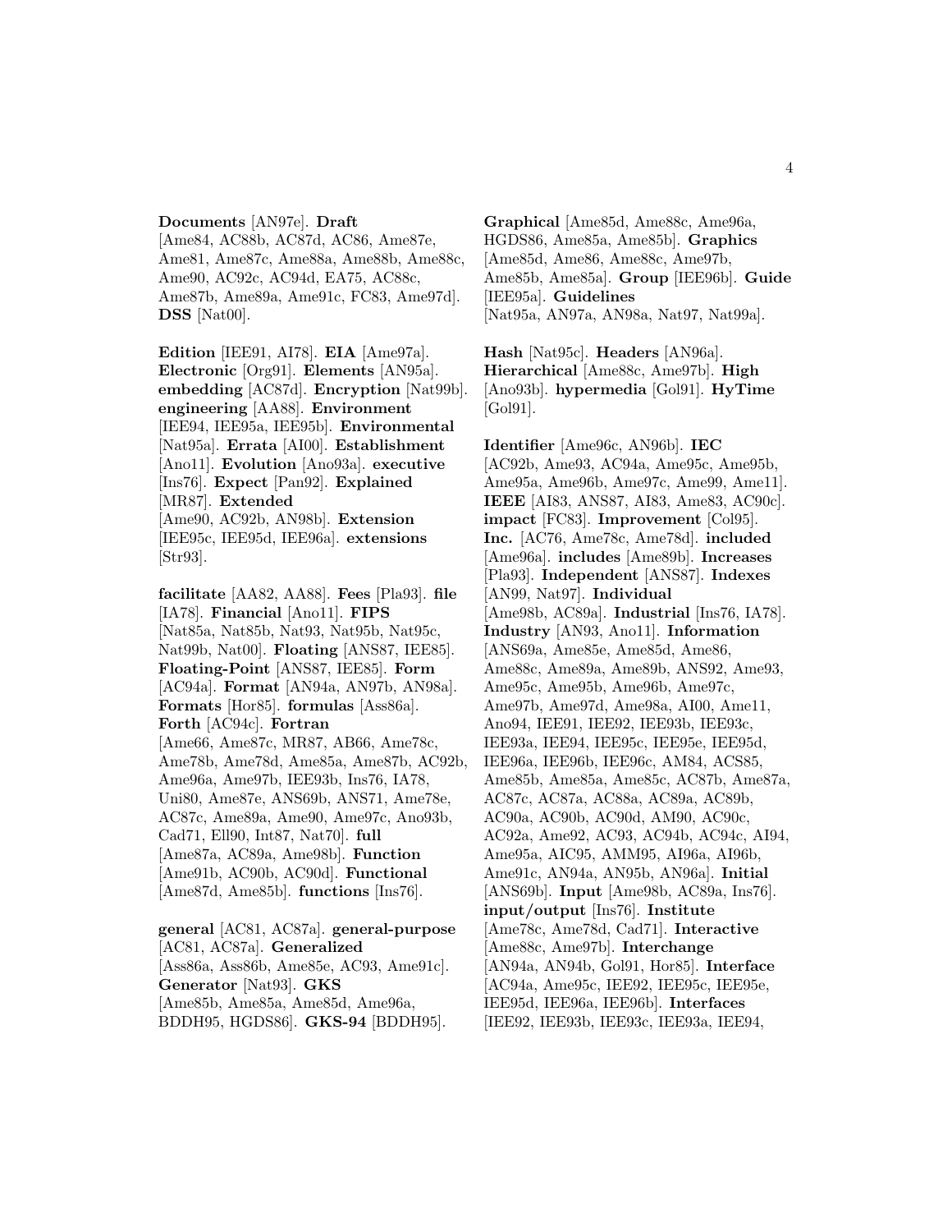**Documents** [AN97e]. **Draft** [Ame84, AC88b, AC87d, AC86, Ame87e, Ame81, Ame87c, Ame88a, Ame88b, Ame88c, Ame90, AC92c, AC94d, EA75, AC88c, Ame87b, Ame89a, Ame91c, FC83, Ame97d]. **DSS** [Nat00].

**Edition** [IEE91, AI78]. **EIA** [Ame97a]. **Electronic** [Org91]. **Elements** [AN95a]. **embedding** [AC87d]. **Encryption** [Nat99b]. **engineering** [AA88]. **Environment** [IEE94, IEE95a, IEE95b]. **Environmental** [Nat95a]. **Errata** [AI00]. **Establishment** [Ano11]. **Evolution** [Ano93a]. **executive** [Ins76]. **Expect** [Pan92]. **Explained** [MR87]. **Extended** [Ame90, AC92b, AN98b]. **Extension** [IEE95c, IEE95d, IEE96a]. **extensions** [Str93].

**facilitate** [AA82, AA88]. **Fees** [Pla93]. **file** [IA78]. **Financial** [Ano11]. **FIPS** [Nat85a, Nat85b, Nat93, Nat95b, Nat95c, Nat99b, Nat00]. **Floating** [ANS87, IEE85]. **Floating-Point** [ANS87, IEE85]. **Form** [AC94a]. **Format** [AN94a, AN97b, AN98a]. **Formats** [Hor85]. **formulas** [Ass86a]. **Forth** [AC94c]. **Fortran** [Ame66, Ame87c, MR87, AB66, Ame78c, Ame78b, Ame78d, Ame85a, Ame87b, AC92b, Ame96a, Ame97b, IEE93b, Ins76, IA78, Uni80, Ame87e, ANS69b, ANS71, Ame78e, AC87c, Ame89a, Ame90, Ame97c, Ano93b, Cad71, Ell90, Int87, Nat70]. **full** [Ame87a, AC89a, Ame98b]. **Function** [Ame91b, AC90b, AC90d]. **Functional** [Ame87d, Ame85b]. **functions** [Ins76].

**general** [AC81, AC87a]. **general-purpose** [AC81, AC87a]. **Generalized** [Ass86a, Ass86b, Ame85e, AC93, Ame91c]. **Generator** [Nat93]. **GKS** [Ame85b, Ame85a, Ame85d, Ame96a, BDDH95, HGDS86]. **GKS-94** [BDDH95].

**Graphical** [Ame85d, Ame88c, Ame96a, HGDS86, Ame85a, Ame85b]. **Graphics** [Ame85d, Ame86, Ame88c, Ame97b, Ame85b, Ame85a]. **Group** [IEE96b]. **Guide** [IEE95a]. **Guidelines** [Nat95a, AN97a, AN98a, Nat97, Nat99a].

**Hash** [Nat95c]. **Headers** [AN96a]. **Hierarchical** [Ame88c, Ame97b]. **High** [Ano93b]. **hypermedia** [Gol91]. **HyTime** [Gol91].

**Identifier** [Ame96c, AN96b]. **IEC** [AC92b, Ame93, AC94a, Ame95c, Ame95b, Ame95a, Ame96b, Ame97c, Ame99, Ame11]. **IEEE** [AI83, ANS87, AI83, Ame83, AC90c]. **impact** [FC83]. **Improvement** [Col95]. **Inc.** [AC76, Ame78c, Ame78d]. **included** [Ame96a]. **includes** [Ame89b]. **Increases** [Pla93]. **Independent** [ANS87]. **Indexes** [AN99, Nat97]. **Individual** [Ame98b, AC89a]. **Industrial** [Ins76, IA78]. **Industry** [AN93, Ano11]. **Information** [ANS69a, Ame85e, Ame85d, Ame86, Ame88c, Ame89a, Ame89b, ANS92, Ame93, Ame95c, Ame95b, Ame96b, Ame97c, Ame97b, Ame97d, Ame98a, AI00, Ame11, Ano94, IEE91, IEE92, IEE93b, IEE93c, IEE93a, IEE94, IEE95c, IEE95e, IEE95d, IEE96a, IEE96b, IEE96c, AM84, ACS85, Ame85b, Ame85a, Ame85c, AC87b, Ame87a, AC87c, AC87a, AC88a, AC89a, AC89b, AC90a, AC90b, AC90d, AM90, AC90c, AC92a, Ame92, AC93, AC94b, AC94c, AI94, Ame95a, AIC95, AMM95, AI96a, AI96b, Ame91c, AN94a, AN95b, AN96a]. **Initial** [ANS69b]. **Input** [Ame98b, AC89a, Ins76]. **input/output** [Ins76]. **Institute** [Ame78c, Ame78d, Cad71]. **Interactive** [Ame88c, Ame97b]. **Interchange** [AN94a, AN94b, Gol91, Hor85]. **Interface** [AC94a, Ame95c, IEE92, IEE95c, IEE95e, IEE95d, IEE96a, IEE96b]. **Interfaces** [IEE92, IEE93b, IEE93c, IEE93a, IEE94,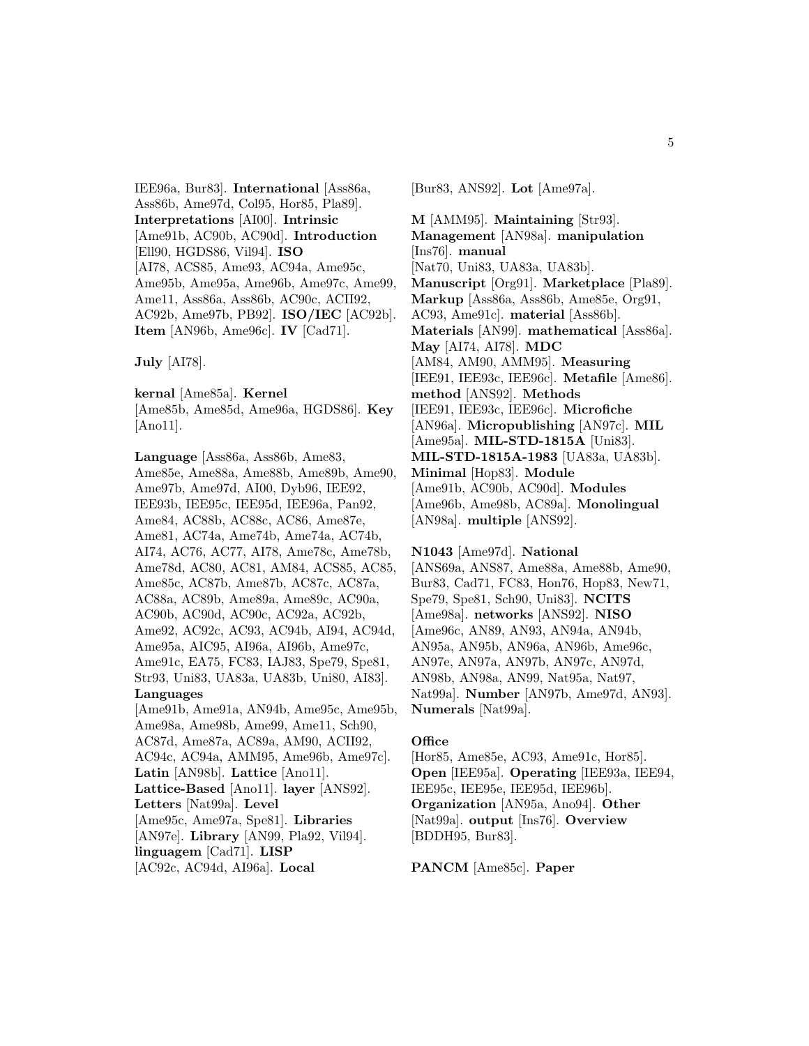IEE96a, Bur83]. **International** [Ass86a, Ass86b, Ame97d, Col95, Hor85, Pla89]. **Interpretations** [AI00]. **Intrinsic** [Ame91b, AC90b, AC90d]. **Introduction** [Ell90, HGDS86, Vil94]. **ISO** [AI78, ACS85, Ame93, AC94a, Ame95c, Ame95b, Ame95a, Ame96b, Ame97c, Ame99, Ame11, Ass86a, Ass86b, AC90c, ACII92, AC92b, Ame97b, PB92]. **ISO/IEC** [AC92b]. **Item** [AN96b, Ame96c]. **IV** [Cad71].

**July** [AI78].

**kernal** [Ame85a]. **Kernel** [Ame85b, Ame85d, Ame96a, HGDS86]. **Key** [Ano11].

**Language** [Ass86a, Ass86b, Ame83, Ame85e, Ame88a, Ame88b, Ame89b, Ame90, Ame97b, Ame97d, AI00, Dyb96, IEE92, IEE93b, IEE95c, IEE95d, IEE96a, Pan92, Ame84, AC88b, AC88c, AC86, Ame87e, Ame81, AC74a, Ame74b, Ame74a, AC74b, AI74, AC76, AC77, AI78, Ame78c, Ame78b, Ame78d, AC80, AC81, AM84, ACS85, AC85, Ame85c, AC87b, Ame87b, AC87c, AC87a, AC88a, AC89b, Ame89a, Ame89c, AC90a, AC90b, AC90d, AC90c, AC92a, AC92b, Ame92, AC92c, AC93, AC94b, AI94, AC94d, Ame95a, AIC95, AI96a, AI96b, Ame97c, Ame91c, EA75, FC83, IAJ83, Spe79, Spe81, Str93, Uni83, UA83a, UA83b, Uni80, AI83]. **Languages** [Ame91b, Ame91a, AN94b, Ame95c, Ame95b, Ame98a, Ame98b, Ame99, Ame11, Sch90, AC87d, Ame87a, AC89a, AM90, ACII92, AC94c, AC94a, AMM95, Ame96b, Ame97c]. **Latin** [AN98b]. **Lattice** [Ano11]. **Lattice-Based** [Ano11]. **layer** [ANS92]. **Letters** [Nat99a]. **Level** [Ame95c, Ame97a, Spe81]. **Libraries** [AN97e]. **Library** [AN99, Pla92, Vil94]. **linguagem** [Cad71]. **LISP** [AC92c, AC94d, AI96a]. **Local** [Bur83, ANS92]. **Lot** [Ame97a].

**M** [AMM95]. **Maintaining** [Str93]. **Management** [AN98a]. **manipulation** [Ins76]. **manual** [Nat70, Uni83, UA83a, UA83b]. **Manuscript** [Org91]. **Marketplace** [Pla89]. **Markup** [Ass86a, Ass86b, Ame85e, Org91, AC93, Ame91c]. **material** [Ass86b]. **Materials** [AN99]. **mathematical** [Ass86a]. **May** [AI74, AI78]. **MDC** [AM84, AM90, AMM95]. **Measuring** [IEE91, IEE93c, IEE96c]. **Metafile** [Ame86]. **method** [ANS92]. **Methods** [IEE91, IEE93c, IEE96c]. **Microfiche** [AN96a]. **Micropublishing** [AN97c]. **MIL** [Ame95a]. **MIL-STD-1815A** [Uni83]. **MIL-STD-1815A-1983** [UA83a, UA83b]. **Minimal** [Hop83]. **Module** [Ame91b, AC90b, AC90d]. **Modules** [Ame96b, Ame98b, AC89a]. **Monolingual** [AN98a]. **multiple** [ANS92].

**N1043** [Ame97d]. **National** [ANS69a, ANS87, Ame88a, Ame88b, Ame90, Bur83, Cad71, FC83, Hon76, Hop83, New71, Spe79, Spe81, Sch90, Uni83]. **NCITS** [Ame98a]. **networks** [ANS92]. **NISO** [Ame96c, AN89, AN93, AN94a, AN94b, AN95a, AN95b, AN96a, AN96b, Ame96c, AN97e, AN97a, AN97b, AN97c, AN97d, AN98b, AN98a, AN99, Nat95a, Nat97, Nat99a]. **Number** [AN97b, Ame97d, AN93]. **Numerals** [Nat99a].

**Office** [Hor85, Ame85e, AC93, Ame91c, Hor85]. **Open** [IEE95a]. **Operating** [IEE93a, IEE94, IEE95c, IEE95e, IEE95d, IEE96b]. **Organization** [AN95a, Ano94]. **Other** [Nat99a]. **output** [Ins76]. **Overview** [BDDH95, Bur83].

**PANCM** [Ame85c]. **Paper**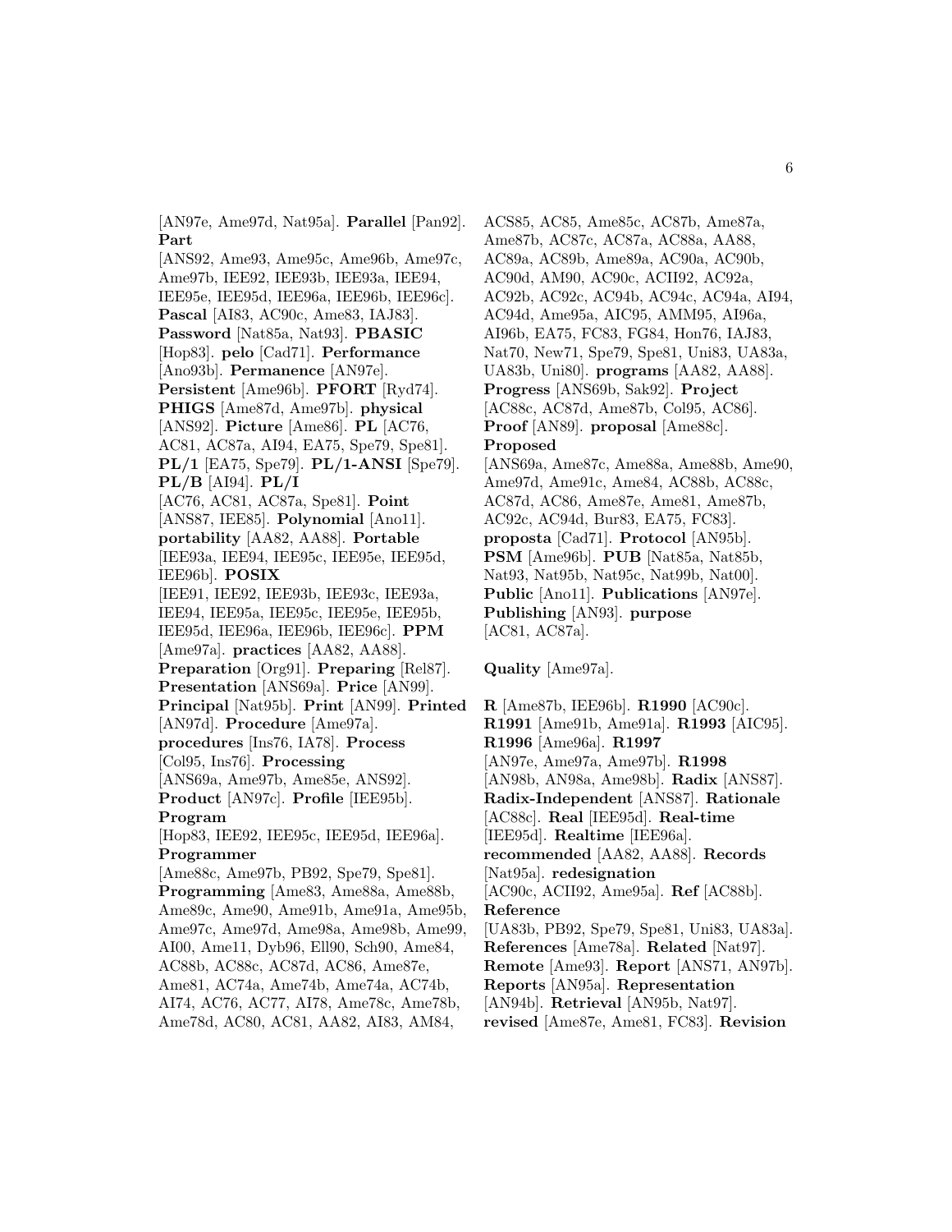[AN97e, Ame97d, Nat95a]. **Parallel** [Pan92]. **Part** [ANS92, Ame93, Ame95c, Ame96b, Ame97c, Ame97b, IEE92, IEE93b, IEE93a, IEE94, IEE95e, IEE95d, IEE96a, IEE96b, IEE96c]. **Pascal** [AI83, AC90c, Ame83, IAJ83]. **Password** [Nat85a, Nat93]. **PBASIC** [Hop83]. **pelo** [Cad71]. **Performance** [Ano93b]. **Permanence** [AN97e]. **Persistent** [Ame96b]. **PFORT** [Ryd74]. **PHIGS** [Ame87d, Ame97b]. **physical** [ANS92]. **Picture** [Ame86]. **PL** [AC76, AC81, AC87a, AI94, EA75, Spe79, Spe81]. **PL/1** [EA75, Spe79]. **PL/1-ANSI** [Spe79]. **PL/B** [AI94]. **PL/I** [AC76, AC81, AC87a, Spe81]. **Point** [ANS87, IEE85]. **Polynomial** [Ano11]. **portability** [AA82, AA88]. **Portable** [IEE93a, IEE94, IEE95c, IEE95e, IEE95d, IEE96b]. **POSIX** [IEE91, IEE92, IEE93b, IEE93c, IEE93a, IEE94, IEE95a, IEE95c, IEE95e, IEE95b, IEE95d, IEE96a, IEE96b, IEE96c]. **PPM** [Ame97a]. **practices** [AA82, AA88]. **Preparation** [Org91]. **Preparing** [Rel87]. **Presentation** [ANS69a]. **Price** [AN99]. **Principal** [Nat95b]. **Print** [AN99]. **Printed** [AN97d]. **Procedure** [Ame97a]. **procedures** [Ins76, IA78]. **Process** [Col95, Ins76]. **Processing** [ANS69a, Ame97b, Ame85e, ANS92]. **Product** [AN97c]. **Profile** [IEE95b]. **Program** [Hop83, IEE92, IEE95c, IEE95d, IEE96a]. **Programmer** [Ame88c, Ame97b, PB92, Spe79, Spe81]. **Programming** [Ame83, Ame88a, Ame88b, Ame89c, Ame90, Ame91b, Ame91a, Ame95b, Ame97c, Ame97d, Ame98a, Ame98b, Ame99, AI00, Ame11, Dyb96, Ell90, Sch90, Ame84, AC88b, AC88c, AC87d, AC86, Ame87e, Ame81, AC74a, Ame74b, Ame74a, AC74b, AI74, AC76, AC77, AI78, Ame78c, Ame78b, Ame78d, AC80, AC81, AA82, AI83, AM84, ACS85, AC85, Ame85c, AC87b, Ame87a, Ame87b, AC87c, AC87a, AC88a, AA88, AC89a, AC89b, Ame89a, AC90a, AC90b, AC90d, AM90, AC90c, ACII92, AC92a, AC92b, AC92c, AC94b, AC94c, AC94a, AI94, AC94d, Ame95a, AIC95, AMM95, AI96a, AI96b, EA75, FC83, FG84, Hon76, IAJ83, Nat70, New71, Spe79, Spe81, Uni83, UA83a, UA83b, Uni80]. **programs** [AA82, AA88]. **Progress** [ANS69b, Sak92]. **Project** [AC88c, AC87d, Ame87b, Col95, AC86]. **Proof** [AN89]. **proposal** [Ame88c]. **Proposed** [ANS69a, Ame87c, Ame88a, Ame88b, Ame90, Ame97d, Ame91c, Ame84, AC88b, AC88c, AC87d, AC86, Ame87e, Ame81, Ame87b, AC92c, AC94d, Bur83, EA75, FC83]. **proposta** [Cad71]. **Protocol** [AN95b]. **PSM** [Ame96b]. **PUB** [Nat85a, Nat85b, Nat93, Nat95b, Nat95c, Nat99b, Nat00]. **Public** [Ano11]. **Publications** [AN97e]. **Publishing** [AN93]. **purpose** [AC81, AC87a].

**Quality** [Ame97a].

**R** [Ame87b, IEE96b]. **R1990** [AC90c]. **R1991** [Ame91b, Ame91a]. **R1993** [AIC95]. **R1996** [Ame96a]. **R1997** [AN97e, Ame97a, Ame97b]. **R1998** [AN98b, AN98a, Ame98b]. **Radix** [ANS87]. **Radix-Independent** [ANS87]. **Rationale** [AC88c]. **Real** [IEE95d]. **Real-time** [IEE95d]. **Realtime** [IEE96a]. **recommended** [AA82, AA88]. **Records** [Nat95a]. **redesignation** [AC90c, ACII92, Ame95a]. **Ref** [AC88b]. **Reference** [UA83b, PB92, Spe79, Spe81, Uni83, UA83a]. **References** [Ame78a]. **Related** [Nat97]. **Remote** [Ame93]. **Report** [ANS71, AN97b]. **Reports** [AN95a]. **Representation** [AN94b]. **Retrieval** [AN95b, Nat97]. **revised** [Ame87e, Ame81, FC83]. **Revision**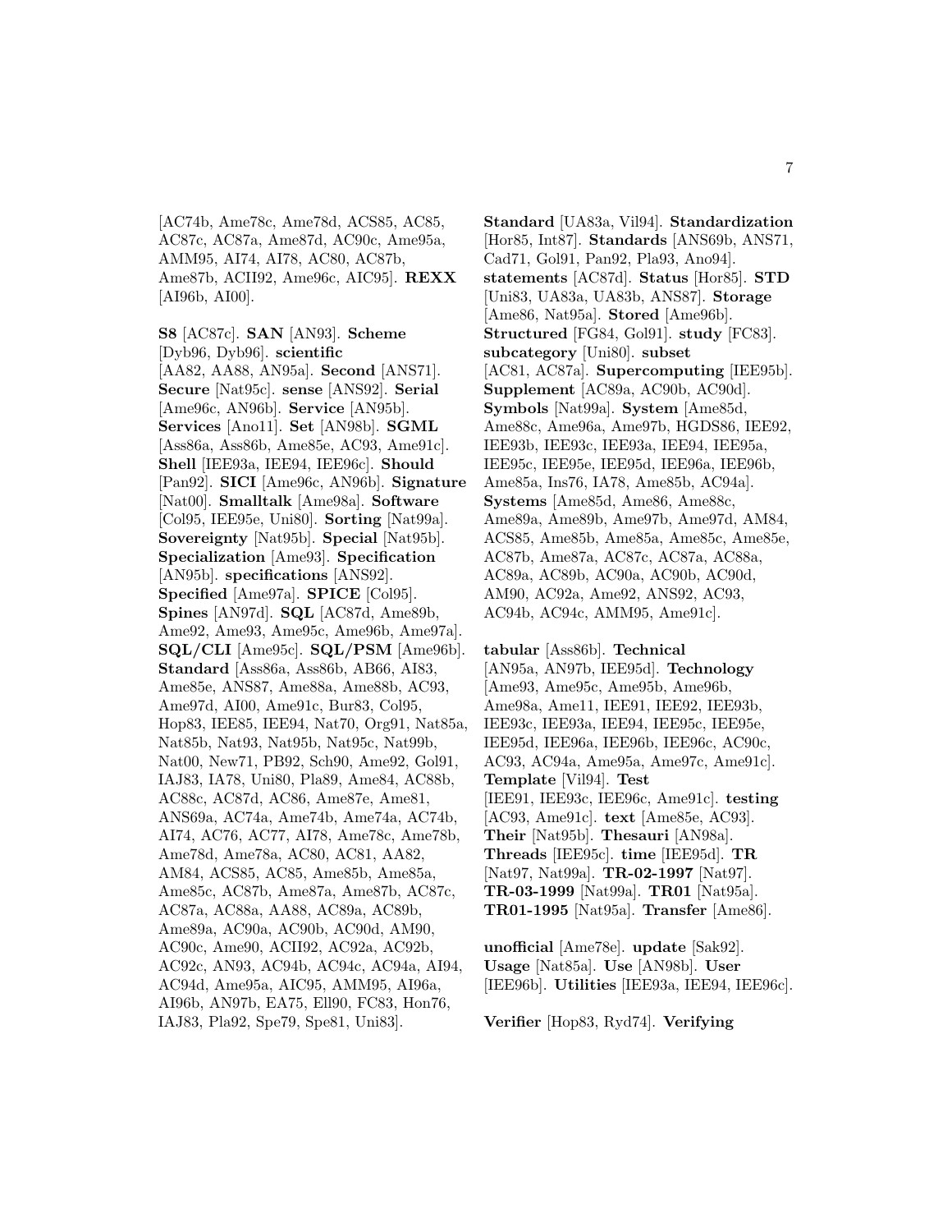[AC74b, Ame78c, Ame78d, ACS85, AC85, AC87c, AC87a, Ame87d, AC90c, Ame95a, AMM95, AI74, AI78, AC80, AC87b, Ame87b, ACII92, Ame96c, AIC95]. **REXX** [AI96b, AI00].

**S8** [AC87c]. **SAN** [AN93]. **Scheme** [Dyb96, Dyb96]. **scientific** [AA82, AA88, AN95a]. **Second** [ANS71]. **Secure** [Nat95c]. **sense** [ANS92]. **Serial** [Ame96c, AN96b]. **Service** [AN95b]. **Services** [Ano11]. **Set** [AN98b]. **SGML** [Ass86a, Ass86b, Ame85e, AC93, Ame91c]. **Shell** [IEE93a, IEE94, IEE96c]. **Should** [Pan92]. **SICI** [Ame96c, AN96b]. **Signature** [Nat00]. **Smalltalk** [Ame98a]. **Software** [Col95, IEE95e, Uni80]. **Sorting** [Nat99a]. **Sovereignty** [Nat95b]. **Special** [Nat95b]. **Specialization** [Ame93]. **Specification** [AN95b]. **specifications** [ANS92]. **Specified** [Ame97a]. **SPICE** [Col95]. **Spines** [AN97d]. **SQL** [AC87d, Ame89b, Ame92, Ame93, Ame95c, Ame96b, Ame97a]. **SQL/CLI** [Ame95c]. **SQL/PSM** [Ame96b]. **Standard** [Ass86a, Ass86b, AB66, AI83, Ame85e, ANS87, Ame88a, Ame88b, AC93, Ame97d, AI00, Ame91c, Bur83, Col95, Hop83, IEE85, IEE94, Nat70, Org91, Nat85a, Nat85b, Nat93, Nat95b, Nat95c, Nat99b, Nat00, New71, PB92, Sch90, Ame92, Gol91, IAJ83, IA78, Uni80, Pla89, Ame84, AC88b, AC88c, AC87d, AC86, Ame87e, Ame81, ANS69a, AC74a, Ame74b, Ame74a, AC74b, AI74, AC76, AC77, AI78, Ame78c, Ame78b, Ame78d, Ame78a, AC80, AC81, AA82, AM84, ACS85, AC85, Ame85b, Ame85a, Ame85c, AC87b, Ame87a, Ame87b, AC87c, AC87a, AC88a, AA88, AC89a, AC89b, Ame89a, AC90a, AC90b, AC90d, AM90, AC90c, Ame90, ACII92, AC92a, AC92b, AC92c, AN93, AC94b, AC94c, AC94a, AI94, AC94d, Ame95a, AIC95, AMM95, AI96a, AI96b, AN97b, EA75, Ell90, FC83, Hon76, IAJ83, Pla92, Spe79, Spe81, Uni83]. **Standard** [UA83a, Vil94]. **Standardization** [Hor85, Int87]. **Standards** [ANS69b, ANS71, Cad71, Gol91, Pan92, Pla93, Ano94]. **statements** [AC87d]. **Status** [Hor85]. **STD** [Uni83, UA83a, UA83b, ANS87]. **Storage** [Ame86, Nat95a]. **Stored** [Ame96b]. **Structured** [FG84, Gol91]. **study** [FC83]. **subcategory** [Uni80]. **subset** [AC81, AC87a]. **Supercomputing** [IEE95b]. **Supplement** [AC89a, AC90b, AC90d]. **Symbols** [Nat99a]. **System** [Ame85d, Ame88c, Ame96a, Ame97b, HGDS86, IEE92, IEE93b, IEE93c, IEE93a, IEE94, IEE95a, IEE95c, IEE95e, IEE95d, IEE96a, IEE96b, Ame85a, Ins76, IA78, Ame85b, AC94a]. **Systems** [Ame85d, Ame86, Ame88c, Ame89a, Ame89b, Ame97b, Ame97d, AM84, ACS85, Ame85b, Ame85a, Ame85c, Ame85e, AC87b, Ame87a, AC87c, AC87a, AC88a, AC89a, AC89b, AC90a, AC90b, AC90d, AM90, AC92a, Ame92, ANS92, AC93, AC94b, AC94c, AMM95, Ame91c].

**tabular** [Ass86b]. **Technical** [AN95a, AN97b, IEE95d]. **Technology** [Ame93, Ame95c, Ame95b, Ame96b, Ame98a, Ame11, IEE91, IEE92, IEE93b, IEE93c, IEE93a, IEE94, IEE95c, IEE95e, IEE95d, IEE96a, IEE96b, IEE96c, AC90c, AC93, AC94a, Ame95a, Ame97c, Ame91c]. **Template** [Vil94]. **Test** [IEE91, IEE93c, IEE96c, Ame91c]. **testing** [AC93, Ame91c]. **text** [Ame85e, AC93]. **Their** [Nat95b]. **Thesauri** [AN98a]. **Threads** [IEE95c]. **time** [IEE95d]. **TR** [Nat97, Nat99a]. **TR-02-1997** [Nat97]. **TR-03-1999** [Nat99a]. **TR01** [Nat95a]. **TR01-1995** [Nat95a]. **Transfer** [Ame86].

**unofficial** [Ame78e]. **update** [Sak92]. **Usage** [Nat85a]. **Use** [AN98b]. **User** [IEE96b]. **Utilities** [IEE93a, IEE94, IEE96c].

**Verifier** [Hop83, Ryd74]. **Verifying**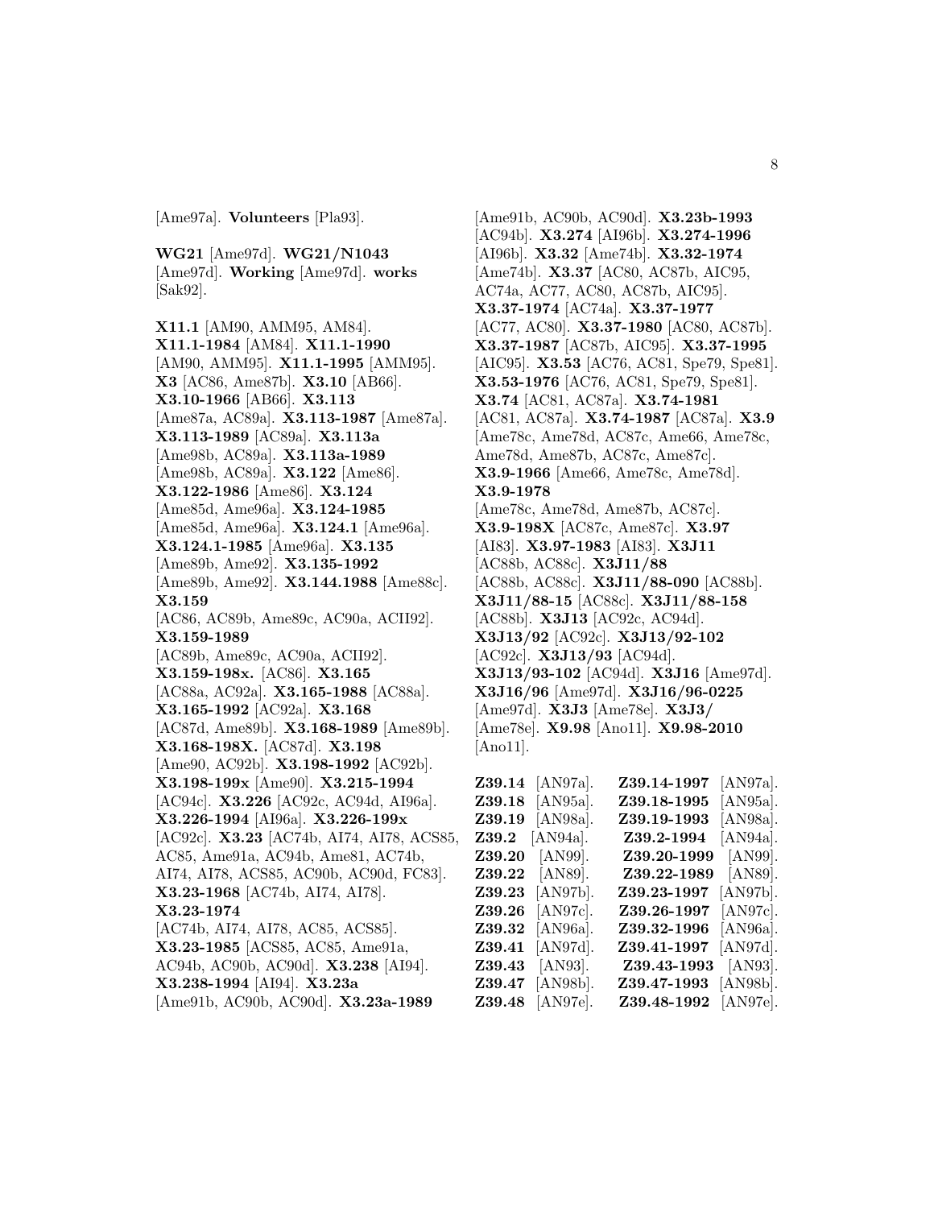[Ame97a]. **Volunteers** [Pla93].

**WG21** [Ame97d]. **WG21/N1043** [Ame97d]. **Working** [Ame97d]. **works** [Sak92].

**X11.1** [AM90, AMM95, AM84]. **X11.1-1984** [AM84]. **X11.1-1990** [AM90, AMM95]. **X11.1-1995** [AMM95]. **X3** [AC86, Ame87b]. **X3.10** [AB66]. **X3.10-1966** [AB66]. **X3.113** [Ame87a, AC89a]. **X3.113-1987** [Ame87a]. **X3.113-1989** [AC89a]. **X3.113a** [Ame98b, AC89a]. **X3.113a-1989** [Ame98b, AC89a]. **X3.122** [Ame86]. **X3.122-1986** [Ame86]. **X3.124** [Ame85d, Ame96a]. **X3.124-1985** [Ame85d, Ame96a]. **X3.124.1** [Ame96a]. **X3.124.1-1985** [Ame96a]. **X3.135** [Ame89b, Ame92]. **X3.135-1992** [Ame89b, Ame92]. **X3.144.1988** [Ame88c]. **X3.159** [AC86, AC89b, Ame89c, AC90a, ACII92]. **X3.159-1989** [AC89b, Ame89c, AC90a, ACII92]. **X3.159-198x.** [AC86]. **X3.165** [AC88a, AC92a]. **X3.165-1988** [AC88a]. **X3.165-1992** [AC92a]. **X3.168** [AC87d, Ame89b]. **X3.168-1989** [Ame89b]. **X3.168-198X.** [AC87d]. **X3.198** [Ame90, AC92b]. **X3.198-1992** [AC92b]. **X3.198-199x** [Ame90]. **X3.215-1994** [AC94c]. **X3.226** [AC92c, AC94d, AI96a]. **X3.226-1994** [AI96a]. **X3.226-199x** [AC92c]. **X3.23** [AC74b, AI74, AI78, ACS85, AC85, Ame91a, AC94b, Ame81, AC74b, AI74, AI78, ACS85, AC90b, AC90d, FC83]. **X3.23-1968** [AC74b, AI74, AI78]. **X3.23-1974** [AC74b, AI74, AI78, AC85, ACS85]. **X3.23-1985** [ACS85, AC85, Ame91a, AC94b, AC90b, AC90d]. **X3.238** [AI94]. **X3.238-1994** [AI94]. **X3.23a** [Ame91b, AC90b, AC90d]. **X3.23a-1989** [Ame91b, AC90b, AC90d]. **X3.23b-1993** [AC94b]. **X3.274** [AI96b]. **X3.274-1996** [AI96b]. **X3.32** [Ame74b]. **X3.32-1974** [Ame74b]. **X3.37** [AC80, AC87b, AIC95, AC74a, AC77, AC80, AC87b, AIC95]. **X3.37-1974** [AC74a]. **X3.37-1977** [AC77, AC80]. **X3.37-1980** [AC80, AC87b]. **X3.37-1987** [AC87b, AIC95]. **X3.37-1995** [AIC95]. **X3.53** [AC76, AC81, Spe79, Spe81]. **X3.53-1976** [AC76, AC81, Spe79, Spe81]. **X3.74** [AC81, AC87a]. **X3.74-1981** [AC81, AC87a]. **X3.74-1987** [AC87a]. **X3.9** [Ame78c, Ame78d, AC87c, Ame66, Ame78c, Ame78d, Ame87b, AC87c, Ame87c]. **X3.9-1966** [Ame66, Ame78c, Ame78d]. **X3.9-1978** [Ame78c, Ame78d, Ame87b, AC87c]. **X3.9-198X** [AC87c, Ame87c]. **X3.97** [AI83]. **X3.97-1983** [AI83]. **X3J11** [AC88b, AC88c]. **X3J11/88** [AC88b, AC88c]. **X3J11/88-090** [AC88b]. **X3J11/88-15** [AC88c]. **X3J11/88-158** [AC88b]. **X3J13** [AC92c, AC94d]. **X3J13/92** [AC92c]. **X3J13/92-102** [AC92c]. **X3J13/93** [AC94d]. **X3J13/93-102** [AC94d]. **X3J16** [Ame97d]. **X3J16/96** [Ame97d]. **X3J16/96-0225** [Ame97d]. **X3J3** [Ame78e]. **X3J3/** [Ame78e]. **X9.98** [Ano11]. **X9.98-2010** [Ano11].

**Z39.14** [AN97a]. **Z39.14-1997** [AN97a]. **Z39.18** [AN95a]. **Z39.18-1995** [AN95a]. **Z39.19** [AN98a]. **Z39.19-1993** [AN98a]. **Z39.2** [AN94a]. **Z39.2-1994** [AN94a]. **Z39.20** [AN99]. **Z39.20-1999** [AN99]. **Z39.22** [AN89]. **Z39.22-1989** [AN89]. **Z39.23** [AN97b]. **Z39.23-1997** [AN97b]. **Z39.26** [AN97c]. **Z39.26-1997** [AN97c]. **Z39.32** [AN96a]. **Z39.32-1996** [AN96a]. **Z39.41** [AN97d]. **Z39.41-1997** [AN97d]. **Z39.43** [AN93]. **Z39.43-1993** [AN93]. **Z39.47** [AN98b]. **Z39.47-1993** [AN98b]. **Z39.48** [AN97e]. **Z39.48-1992** [AN97e].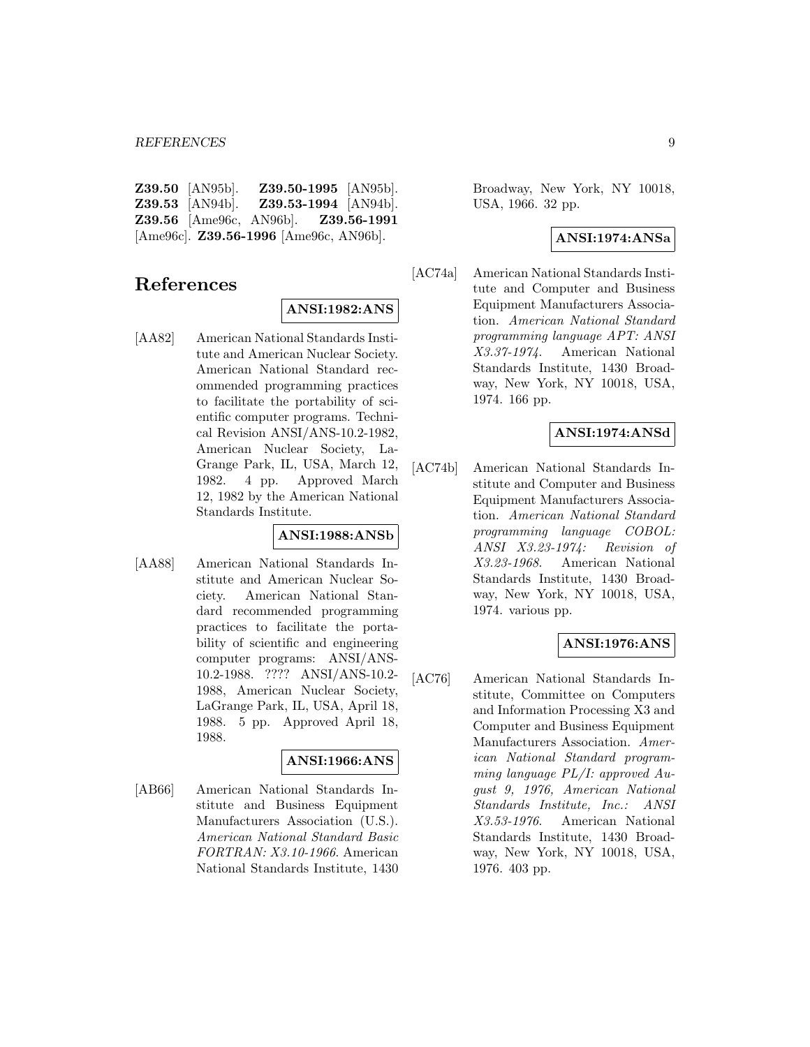**Z39.50** [AN95b]. **Z39.50-1995** [AN95b]. **Z39.53** [AN94b]. **Z39.53-1994** [AN94b]. **Z39.56** [Ame96c, AN96b]. **Z39.56-1991** [Ame96c]. **Z39.56-1996** [Ame96c, AN96b].

# References

**ANSI:1982:ANS**

[AA82] American National Standards Institute and American Nuclear Society. American National Standard recommended programming practices to facilitate the portability of scientific computer programs. Technical Revision ANSI/ANS-10.2-1982, American Nuclear Society, LaGrange Park, IL, USA, March 12, 1982. 4 pp. Approved March 12, 1982 by the American National Standards Institute.

**ANSI:1988:ANSb**

[AA88] American National Standards Institute and American Nuclear Society. American National Standard recommended programming practices to facilitate the portability of scientific and engineering computer programs: ANSI/ANS-10.2-1988. ???? ANSI/ANS-10.2-1988, American Nuclear Society, LaGrange Park, IL, USA, April 18, 1988. 5 pp. Approved April 18, 1988.

**ANSI:1966:ANS**

[AB66] American National Standards Institute and Business Equipment Manufacturers Association (U.S.). *American National Standard Basic FORTRAN: X3.10-1966*. American National Standards Institute, 1430 Broadway, New York, NY 10018, USA, 1966. 32 pp.

**ANSI:1974:ANSa**

[AC74a] American National Standards Institute and Computer and Business Equipment Manufacturers Association. *American National Standard programming language APT: ANSI X3.37-1974*. American National Standards Institute, 1430 Broadway, New York, NY 10018, USA, 1974. 166 pp.

**ANSI:1974:ANSd**

[AC74b] American National Standards Institute and Computer and Business Equipment Manufacturers Association. *American National Standard programming language COBOL: ANSI X3.23-1974: Revision of X3.23-1968*. American National Standards Institute, 1430 Broadway, New York, NY 10018, USA, 1974. various pp.

**ANSI:1976:ANS**

[AC76] American National Standards Institute, Committee on Computers and Information Processing X3 and Computer and Business Equipment Manufacturers Association. *American National Standard programming language PL/I: approved August 9, 1976, American National Standards Institute, Inc.: ANSI X3.53-1976*. American National Standards Institute, 1430 Broadway, New York, NY 10018, USA, 1976. 403 pp.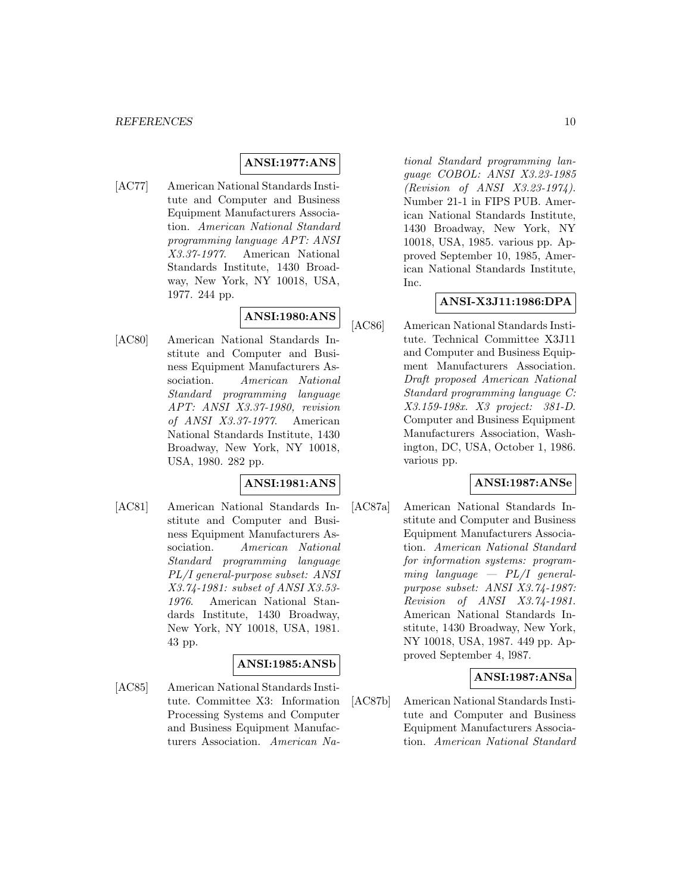**ANSI:1977:ANS**

[AC77] American National Standards Institute and Computer and Business Equipment Manufacturers Association. *American National Standard programming language APT: ANSI X3.37-1977*. American National Standards Institute, 1430 Broadway, New York, NY 10018, USA, 1977. 244 pp.

**ANSI:1980:ANS**

[AC80] American National Standards Institute and Computer and Business Equipment Manufacturers Association. *American National Standard programming language APT: ANSI X3.37-1980, revision of ANSI X3.37-1977*. American National Standards Institute, 1430 Broadway, New York, NY 10018, USA, 1980. 282 pp.

**ANSI:1981:ANS**

[AC81] American National Standards Institute and Computer and Business Equipment Manufacturers Association. *American National Standard programming language PL/I general-purpose subset: ANSI X3.74-1981: subset of ANSI X3.53-1976*. American National Standards Institute, 1430 Broadway, New York, NY 10018, USA, 1981. 43 pp.

**ANSI:1985:ANSb**

[AC85] American National Standards Institute. Committee X3: Information Processing Systems and Computer and Business Equipment Manufacturers Association. *American National Standard programming language COBOL: ANSI X3.23-1985 (Revision of ANSI X3.23-1974)*. Number 21-1 in FIPS PUB. American National Standards Institute, 1430 Broadway, New York, NY 10018, USA, 1985. various pp. Approved September 10, 1985, American National Standards Institute, Inc.

**ANSI-X3J11:1986:DPA**

[AC86] American National Standards Institute. Technical Committee X3J11 and Computer and Business Equipment Manufacturers Association. *Draft proposed American National Standard programming language C: X3.159-198x. X3 project: 381-D*. Computer and Business Equipment Manufacturers Association, Washington, DC, USA, October 1, 1986. various pp.

**ANSI:1987:ANSe**

[AC87a] American National Standards Institute and Computer and Business Equipment Manufacturers Association. *American National Standard for information systems: programming language — PL/I general-purpose subset: ANSI X3.74-1987: Revision of ANSI X3.74-1981*. American National Standards Institute, 1430 Broadway, New York, NY 10018, USA, 1987. 449 pp. Approved September 4, l987.

**ANSI:1987:ANSa**

[AC87b] American National Standards Institute and Computer and Business Equipment Manufacturers Association. *American National Standard*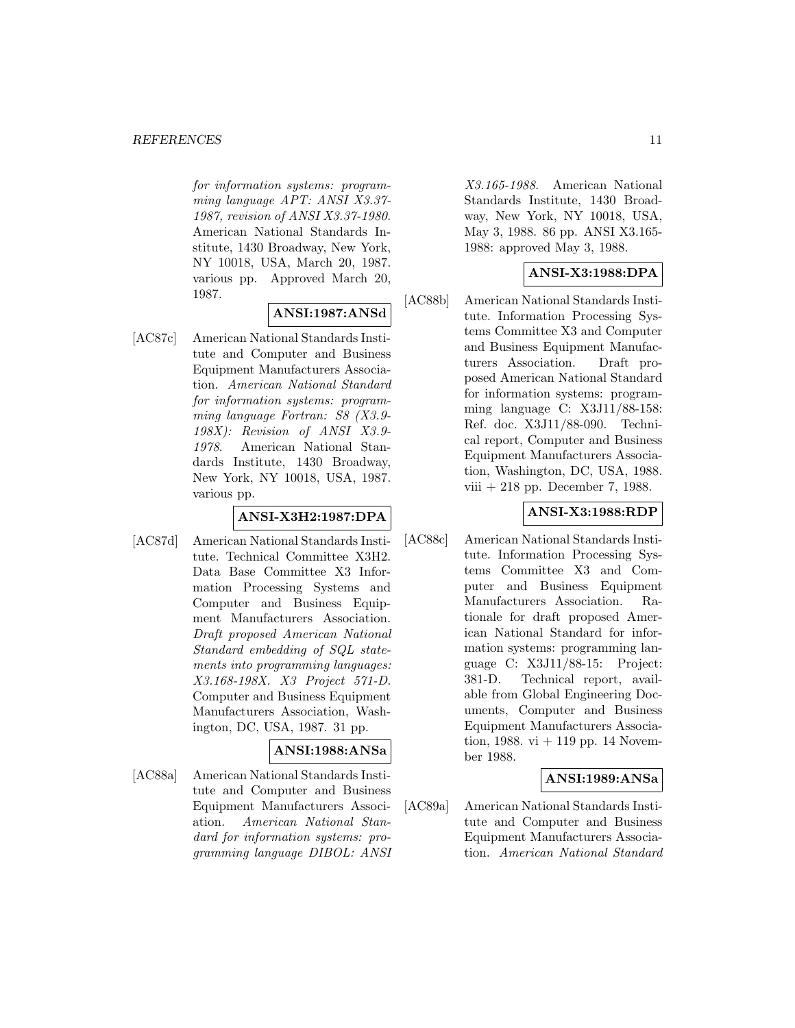*for information systems: programming language APT: ANSI X3.37-1987, revision of ANSI X3.37-1980*. American National Standards Institute, 1430 Broadway, New York, NY 10018, USA, March 20, 1987. various pp. Approved March 20, 1987.

**ANSI:1987:ANSd**

[AC87c] American National Standards Institute and Computer and Business Equipment Manufacturers Association. *American National Standard for information systems: programming language Fortran: S8 (X3.9-198X): Revision of ANSI X3.9-1978*. American National Standards Institute, 1430 Broadway, New York, NY 10018, USA, 1987. various pp.

**ANSI-X3H2:1987:DPA**

[AC87d] American National Standards Institute. Technical Committee X3H2. Data Base Committee X3 Information Processing Systems and Computer and Business Equipment Manufacturers Association. *Draft proposed American National Standard embedding of SQL statements into programming languages: X3.168-198X. X3 Project 571-D*. Computer and Business Equipment Manufacturers Association, Washington, DC, USA, 1987. 31 pp.

**ANSI:1988:ANSa**

[AC88a] American National Standards Institute and Computer and Business Equipment Manufacturers Association. *American National Standard for information systems: programming language DIBOL: ANSI X3.165-1988*. American National Standards Institute, 1430 Broadway, New York, NY 10018, USA, May 3, 1988. 86 pp. ANSI X3.165-1988: approved May 3, 1988.

**ANSI-X3:1988:DPA**

[AC88b] American National Standards Institute. Information Processing Systems Committee X3 and Computer and Business Equipment Manufacturers Association. Draft proposed American National Standard for information systems: programming language C: X3J11/88-158: Ref. doc. X3J11/88-090. Technical report, Computer and Business Equipment Manufacturers Association, Washington, DC, USA, 1988. viii + 218 pp. December 7, 1988.

**ANSI-X3:1988:RDP**

[AC88c] American National Standards Institute. Information Processing Systems Committee X3 and Computer and Business Equipment Manufacturers Association. Rationale for draft proposed American National Standard for information systems: programming language C: X3J11/88-15: Project: 381-D. Technical report, available from Global Engineering Documents, Computer and Business Equipment Manufacturers Association, 1988. vi + 119 pp. 14 November 1988.

**ANSI:1989:ANSa**

[AC89a] American National Standards Institute and Computer and Business Equipment Manufacturers Association. *American National Standard*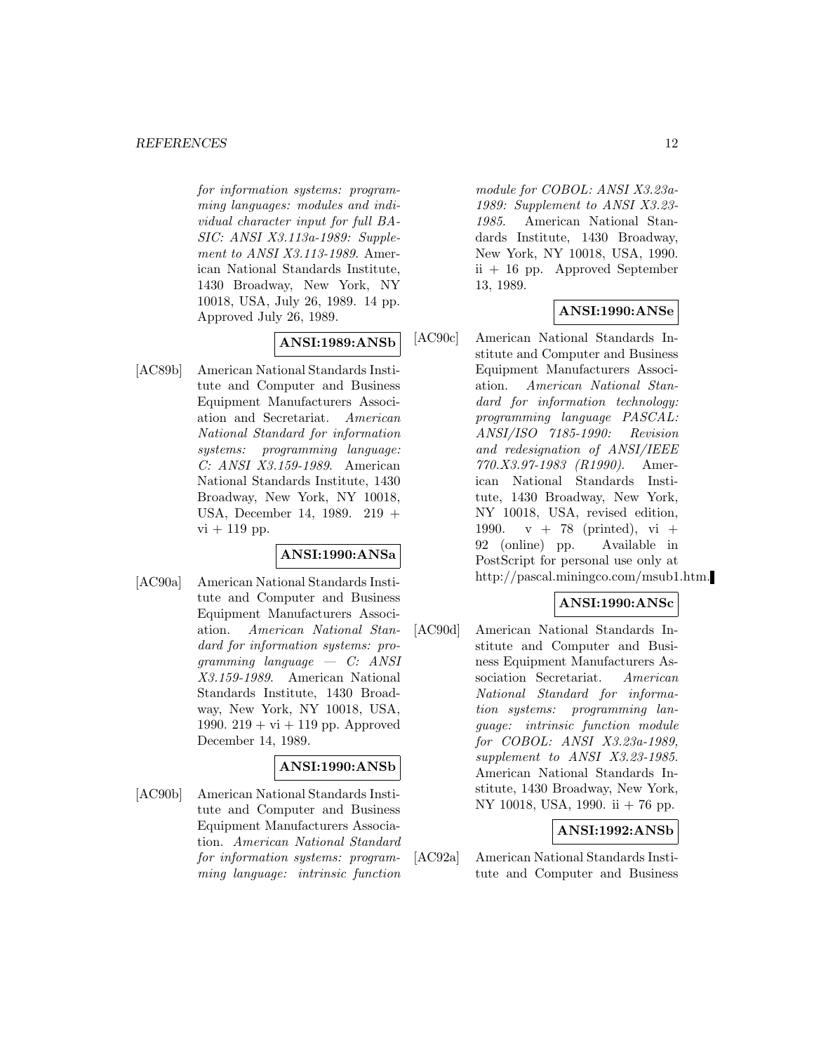*for information systems: programming languages: modules and individual character input for full BASIC: ANSI X3.113a-1989: Supplement to ANSI X3.113-1989*. American National Standards Institute, 1430 Broadway, New York, NY 10018, USA, July 26, 1989. 14 pp. Approved July 26, 1989.

**ANSI:1989:ANSb**

[AC89b] American National Standards Institute and Computer and Business Equipment Manufacturers Association and Secretariat. *American National Standard for information systems: programming language: C: ANSI X3.159-1989*. American National Standards Institute, 1430 Broadway, New York, NY 10018, USA, December 14, 1989. 219 + vi + 119 pp.

**ANSI:1990:ANSa**

[AC90a] American National Standards Institute and Computer and Business Equipment Manufacturers Association. *American National Standard for information systems: programming language — C: ANSI X3.159-1989*. American National Standards Institute, 1430 Broadway, New York, NY 10018, USA, 1990. 219 + vi + 119 pp. Approved December 14, 1989.

**ANSI:1990:ANSb**

[AC90b] American National Standards Institute and Computer and Business Equipment Manufacturers Association. *American National Standard for information systems: programming language: intrinsic function module for COBOL: ANSI X3.23a-1989: Supplement to ANSI X3.23-1985*. American National Standards Institute, 1430 Broadway, New York, NY 10018, USA, 1990. ii + 16 pp. Approved September 13, 1989.

**ANSI:1990:ANSe**

[AC90c] American National Standards Institute and Computer and Business Equipment Manufacturers Association. *American National Standard for information technology: programming language PASCAL: ANSI/ISO 7185-1990: Revision and redesignation of ANSI/IEEE 770.X3.97-1983 (R1990)*. American National Standards Institute, 1430 Broadway, New York, NY 10018, USA, revised edition, 1990. v + 78 (printed), vi + 92 (online) pp. Available in PostScript for personal use only at http://pascal.miningco.com/msub1.htm.

**ANSI:1990:ANSc**

[AC90d] American National Standards Institute and Computer and Business Equipment Manufacturers Association Secretariat. *American National Standard for information systems: programming language: intrinsic function module for COBOL: ANSI X3.23a-1989, supplement to ANSI X3.23-1985*. American National Standards Institute, 1430 Broadway, New York, NY 10018, USA, 1990. ii + 76 pp.

**ANSI:1992:ANSb**

[AC92a] American National Standards Institute and Computer and Business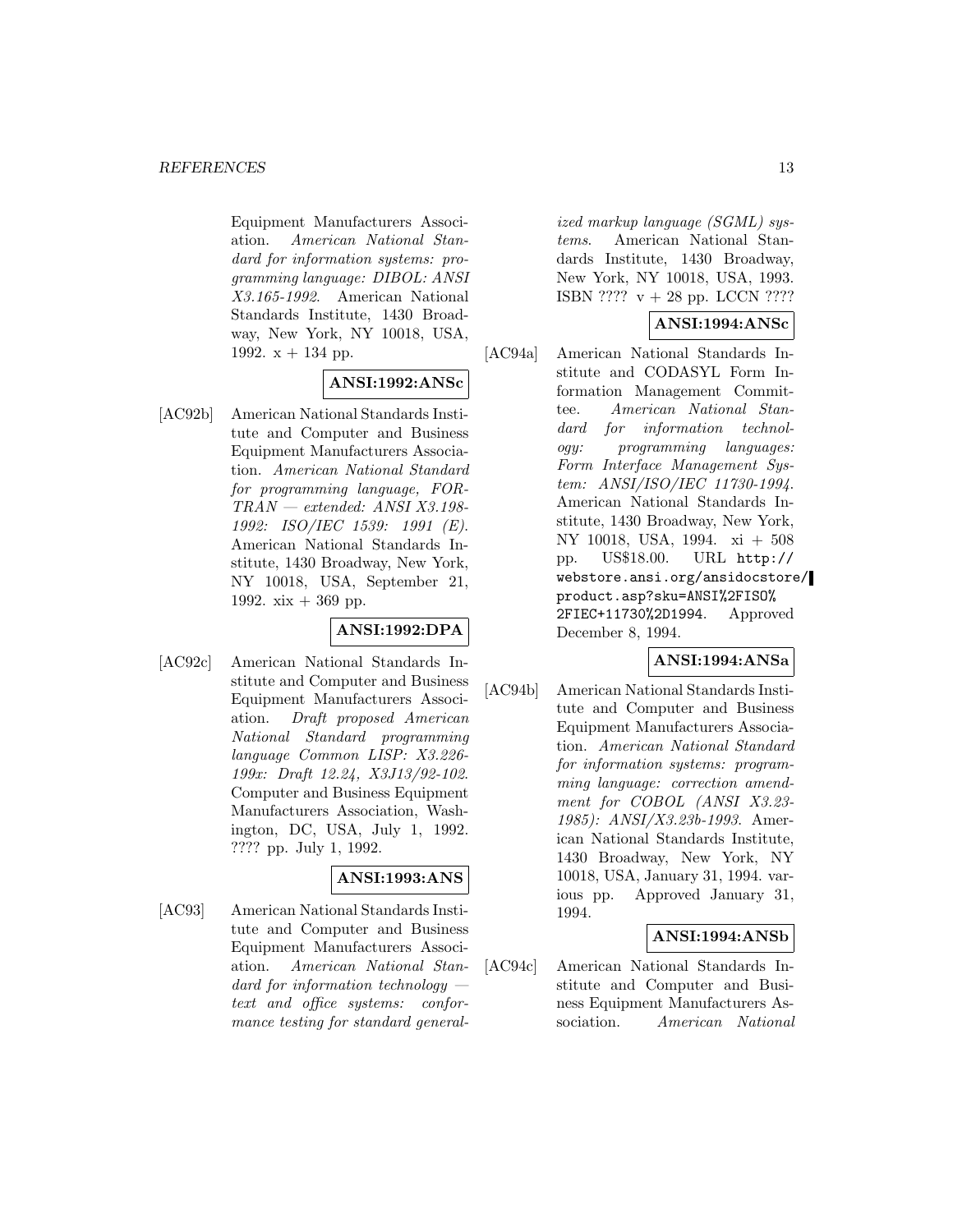Equipment Manufacturers Association. *American National Standard for information systems: programming language: DIBOL: ANSI X3.165-1992*. American National Standards Institute, 1430 Broadway, New York, NY 10018, USA, 1992. x + 134 pp.

**ANSI:1992:ANSc**

[AC92b] American National Standards Institute and Computer and Business Equipment Manufacturers Association. *American National Standard for programming language, FORTRAN — extended: ANSI X3.198-1992: ISO/IEC 1539: 1991 (E)*. American National Standards Institute, 1430 Broadway, New York, NY 10018, USA, September 21, 1992. xix + 369 pp.

**ANSI:1992:DPA**

[AC92c] American National Standards Institute and Computer and Business Equipment Manufacturers Association. *Draft proposed American National Standard programming language Common LISP: X3.226-199x: Draft 12.24, X3J13/92-102*. Computer and Business Equipment Manufacturers Association, Washington, DC, USA, July 1, 1992. ???? pp. July 1, 1992.

**ANSI:1993:ANS**

[AC93] American National Standards Institute and Computer and Business Equipment Manufacturers Association. *American National Standard for information technology — text and office systems: conformance testing for standard generalized markup language (SGML) systems*. American National Standards Institute, 1430 Broadway, New York, NY 10018, USA, 1993. ISBN ???? v + 28 pp. LCCN ????

**ANSI:1994:ANSc**

[AC94a] American National Standards Institute and CODASYL Form Information Management Committee. *American National Standard for information technology: programming languages: Form Interface Management System: ANSI/ISO/IEC 11730-1994*. American National Standards Institute, 1430 Broadway, New York, NY 10018, USA, 1994. xi + 508 pp. US$18.00. URL http://webstore.ansi.org/ansidocstore/product.asp?sku=ANSI%2FISO%2FIEC+11730%2D1994. Approved December 8, 1994.

**ANSI:1994:ANSa**

[AC94b] American National Standards Institute and Computer and Business Equipment Manufacturers Association. *American National Standard for information systems: programming language: correction amendment for COBOL (ANSI X3.23-1985): ANSI/X3.23b-1993*. American National Standards Institute, 1430 Broadway, New York, NY 10018, USA, January 31, 1994. various pp. Approved January 31, 1994.

**ANSI:1994:ANSb**

[AC94c] American National Standards Institute and Computer and Business Equipment Manufacturers Association. *American National*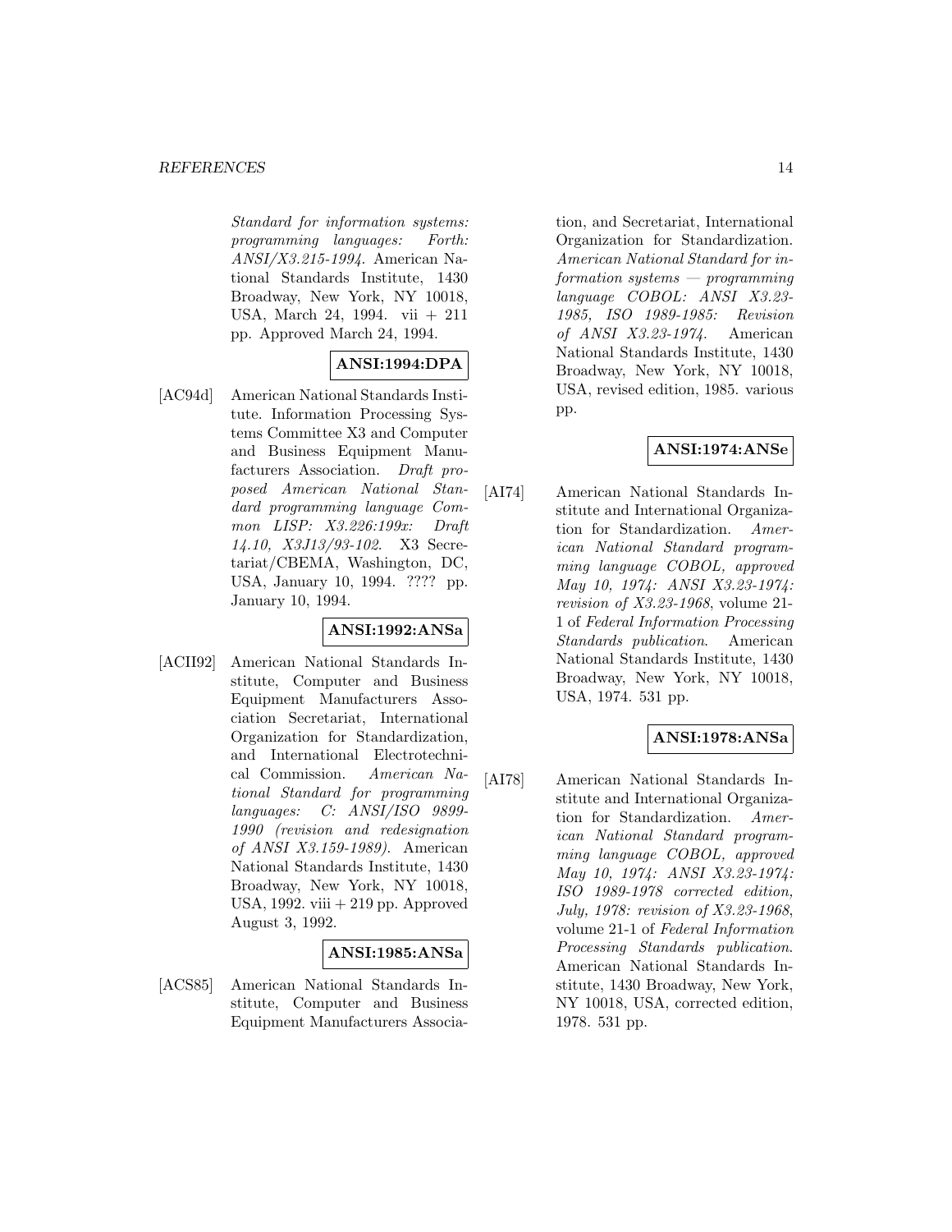*Standard for information systems: programming languages: Forth: ANSI/X3.215-1994*. American National Standards Institute, 1430 Broadway, New York, NY 10018, USA, March 24, 1994. vii + 211 pp. Approved March 24, 1994.

**ANSI:1994:DPA**

[AC94d] American National Standards Institute. Information Processing Systems Committee X3 and Computer and Business Equipment Manufacturers Association. *Draft proposed American National Standard programming language Common LISP: X3.226:199x: Draft 14.10, X3J13/93-102*. X3 Secretariat/CBEMA, Washington, DC, USA, January 10, 1994. ???? pp. January 10, 1994.

**ANSI:1992:ANSa**

[ACII92] American National Standards Institute, Computer and Business Equipment Manufacturers Association Secretariat, International Organization for Standardization, and International Electrotechnical Commission. *American National Standard for programming languages: C: ANSI/ISO 9899-1990 (revision and redesignation of ANSI X3.159-1989)*. American National Standards Institute, 1430 Broadway, New York, NY 10018, USA, 1992. viii + 219 pp. Approved August 3, 1992.

**ANSI:1985:ANSa**

[ACS85] American National Standards Institute, Computer and Business Equipment Manufacturers Association, and Secretariat, International Organization for Standardization. *American National Standard for information systems — programming language COBOL: ANSI X3.23-1985, ISO 1989-1985: Revision of ANSI X3.23-1974*. American National Standards Institute, 1430 Broadway, New York, NY 10018, USA, revised edition, 1985. various pp.

**ANSI:1974:ANSe**

[AI74] American National Standards Institute and International Organization for Standardization. *American National Standard programming language COBOL, approved May 10, 1974: ANSI X3.23-1974: revision of X3.23-1968*, volume 21-1 of *Federal Information Processing Standards publication*. American National Standards Institute, 1430 Broadway, New York, NY 10018, USA, 1974. 531 pp.

**ANSI:1978:ANSa**

[AI78] American National Standards Institute and International Organization for Standardization. *American National Standard programming language COBOL, approved May 10, 1974: ANSI X3.23-1974: ISO 1989-1978 corrected edition, July, 1978: revision of X3.23-1968*, volume 21-1 of *Federal Information Processing Standards publication*. American National Standards Institute, 1430 Broadway, New York, NY 10018, USA, corrected edition, 1978. 531 pp.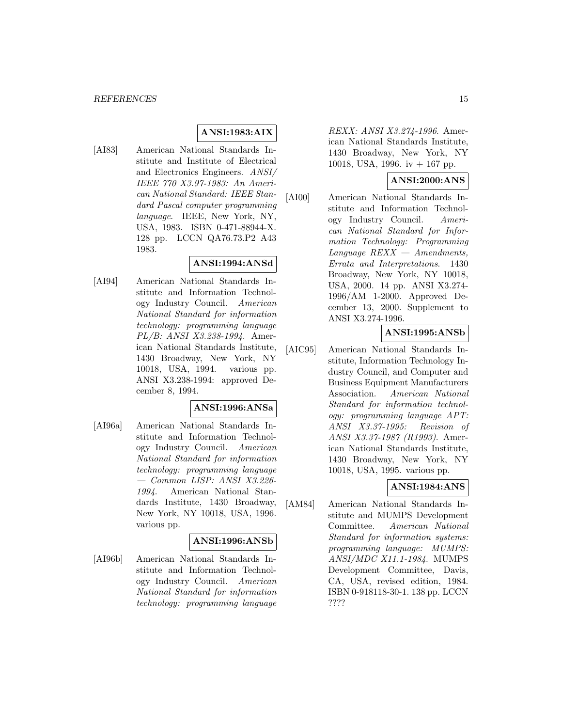**ANSI:1983:AIX**

[AI83] American National Standards Institute and Institute of Electrical and Electronics Engineers. *ANSI/IEEE 770 X3.97-1983: An American National Standard: IEEE Standard Pascal computer programming language*. IEEE, New York, NY, USA, 1983. ISBN 0-471-88944-X. 128 pp. LCCN QA76.73.P2 A43 1983.

**ANSI:1994:ANSd**

[AI94] American National Standards Institute and Information Technology Industry Council. *American National Standard for information technology: programming language PL/B: ANSI X3.238-1994*. American National Standards Institute, 1430 Broadway, New York, NY 10018, USA, 1994. various pp. ANSI X3.238-1994: approved December 8, 1994.

**ANSI:1996:ANSa**

[AI96a] American National Standards Institute and Information Technology Industry Council. *American National Standard for information technology: programming language — Common LISP: ANSI X3.226-1994*. American National Standards Institute, 1430 Broadway, New York, NY 10018, USA, 1996. various pp.

**ANSI:1996:ANSb**

[AI96b] American National Standards Institute and Information Technology Industry Council. *American National Standard for information technology: programming language REXX: ANSI X3.274-1996*. American National Standards Institute, 1430 Broadway, New York, NY 10018, USA, 1996. iv + 167 pp.

**ANSI:2000:ANS**

[AI00] American National Standards Institute and Information Technology Industry Council. *American National Standard for Information Technology: Programming Language REXX — Amendments, Errata and Interpretations*. 1430 Broadway, New York, NY 10018, USA, 2000. 14 pp. ANSI X3.274-1996/AM 1-2000. Approved December 13, 2000. Supplement to ANSI X3.274-1996.

**ANSI:1995:ANSb**

[AIC95] American National Standards Institute, Information Technology Industry Council, and Computer and Business Equipment Manufacturers Association. *American National Standard for information technology: programming language APT: ANSI X3.37-1995: Revision of ANSI X3.37-1987 (R1993)*. American National Standards Institute, 1430 Broadway, New York, NY 10018, USA, 1995. various pp.

**ANSI:1984:ANS**

[AM84] American National Standards Institute and MUMPS Development Committee. *American National Standard for information systems: programming language: MUMPS: ANSI/MDC X11.1-1984*. MUMPS Development Committee, Davis, CA, USA, revised edition, 1984. ISBN 0-918118-30-1. 138 pp. LCCN ????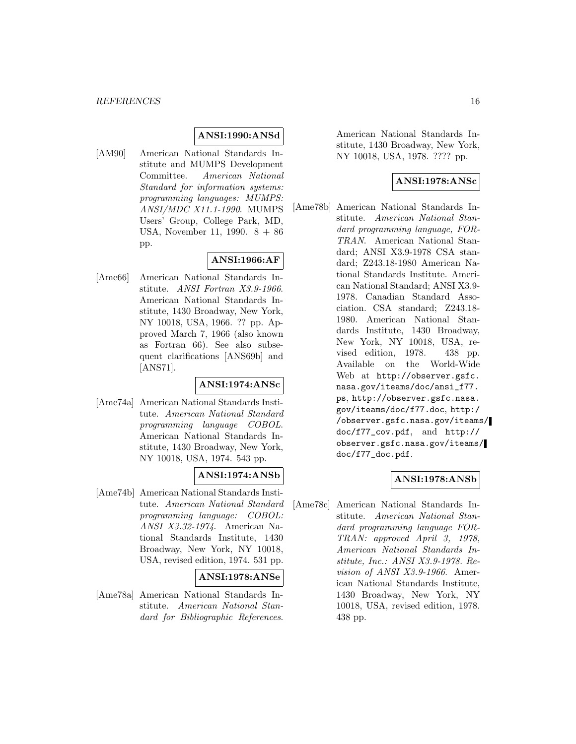**ANSI:1990:ANSd**

[AM90] American National Standards Institute and MUMPS Development Committee. *American National Standard for information systems: programming languages: MUMPS: ANSI/MDC X11.1-1990*. MUMPS Users' Group, College Park, MD, USA, November 11, 1990. 8 + 86 pp.

**ANSI:1966:AF**

[Ame66] American National Standards Institute. *ANSI Fortran X3.9-1966*. American National Standards Institute, 1430 Broadway, New York, NY 10018, USA, 1966. ?? pp. Approved March 7, 1966 (also known as Fortran 66). See also subsequent clarifications [ANS69b] and [ANS71].

**ANSI:1974:ANSc**

[Ame74a] American National Standards Institute. *American National Standard programming language COBOL*. American National Standards Institute, 1430 Broadway, New York, NY 10018, USA, 1974. 543 pp.

**ANSI:1974:ANSb**

[Ame74b] American National Standards Institute. *American National Standard programming language: COBOL: ANSI X3.32-1974*. American National Standards Institute, 1430 Broadway, New York, NY 10018, USA, revised edition, 1974. 531 pp.

**ANSI:1978:ANSe**

[Ame78a] American National Standards Institute. *American National Standard for Bibliographic References*. American National Standards Institute, 1430 Broadway, New York, NY 10018, USA, 1978. ???? pp.

**ANSI:1978:ANSc**

[Ame78b] American National Standards Institute. *American National Standard programming language, FORTRAN*. American National Standard; ANSI X3.9-1978 CSA standard; Z243.18-1980 American National Standards Institute. American National Standard; ANSI X3.9-1978. Canadian Standard Association. CSA standard; Z243.18-1980. American National Standards Institute, 1430 Broadway, New York, NY 10018, USA, revised edition, 1978. 438 pp. Available on the World-Wide Web at http://observer.gsfc.nasa.gov/iteams/doc/ansi_f77.ps, http://observer.gsfc.nasa.gov/iteams/doc/f77.doc, http://observer.gsfc.nasa.gov/iteams/doc/f77_cov.pdf, and http://observer.gsfc.nasa.gov/iteams/doc/f77_doc.pdf.

**ANSI:1978:ANSb**

[Ame78c] American National Standards Institute. *American National Standard programming language FORTRAN: approved April 3, 1978, American National Standards Institute, Inc.: ANSI X3.9-1978. Revision of ANSI X3.9-1966*. American National Standards Institute, 1430 Broadway, New York, NY 10018, USA, revised edition, 1978. 438 pp.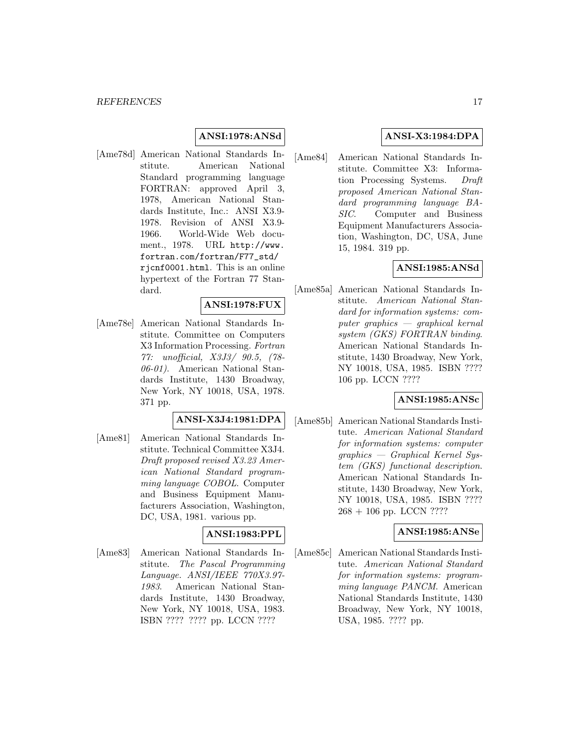**ANSI:1978:ANSd**

[Ame78d] American National Standards Institute. American National Standard programming language FORTRAN: approved April 3, 1978, American National Standards Institute, Inc.: ANSI X3.9-1978. Revision of ANSI X3.9-1966. World-Wide Web document., 1978. URL http://www.fortran.com/fortran/F77_std/rjcnf0001.html. This is an online hypertext of the Fortran 77 Standard.

**ANSI:1978:FUX**

[Ame78e] American National Standards Institute. Committee on Computers X3 Information Processing. *Fortran 77: unofficial, X3J3/ 90.5, (78-06-01).* American National Standards Institute, 1430 Broadway, New York, NY 10018, USA, 1978. 371 pp.

**ANSI-X3J4:1981:DPA**

[Ame81] American National Standards Institute. Technical Committee X3J4. *Draft proposed revised X3.23 American National Standard programming language COBOL*. Computer and Business Equipment Manufacturers Association, Washington, DC, USA, 1981. various pp.

**ANSI:1983:PPL**

[Ame83] American National Standards Institute. *The Pascal Programming Language. ANSI/IEEE 770X3.97-1983*. American National Standards Institute, 1430 Broadway, New York, NY 10018, USA, 1983. ISBN ???? ???? pp. LCCN ????

**ANSI-X3:1984:DPA**

[Ame84] American National Standards Institute. Committee X3: Information Processing Systems. *Draft proposed American National Standard programming language BASIC*. Computer and Business Equipment Manufacturers Association, Washington, DC, USA, June 15, 1984. 319 pp.

**ANSI:1985:ANSd**

[Ame85a] American National Standards Institute. *American National Standard for information systems: computer graphics — graphical kernal system (GKS) FORTRAN binding*. American National Standards Institute, 1430 Broadway, New York, NY 10018, USA, 1985. ISBN ???? 106 pp. LCCN ????

**ANSI:1985:ANSc**

[Ame85b] American National Standards Institute. *American National Standard for information systems: computer graphics — Graphical Kernel System (GKS) functional description*. American National Standards Institute, 1430 Broadway, New York, NY 10018, USA, 1985. ISBN ???? 268 + 106 pp. LCCN ????

**ANSI:1985:ANSe**

[Ame85c] American National Standards Institute. *American National Standard for information systems: programming language PANCM*. American National Standards Institute, 1430 Broadway, New York, NY 10018, USA, 1985. ???? pp.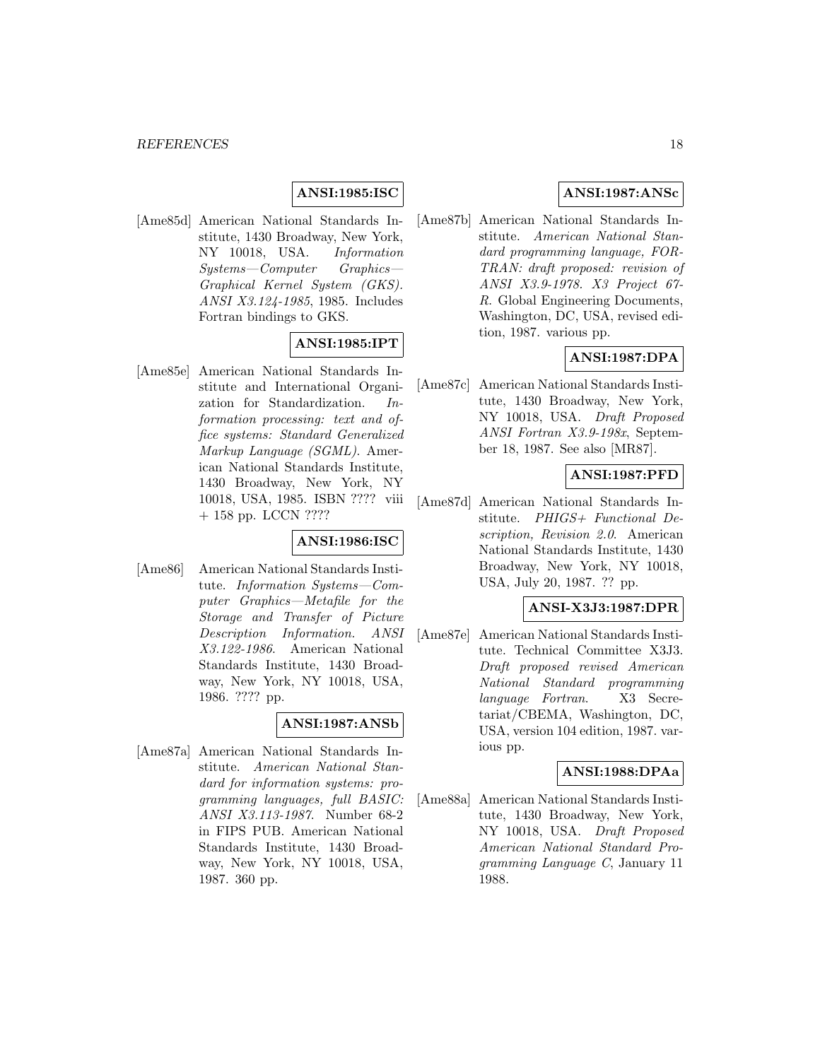**ANSI:1985:ISC**

[Ame85d] American National Standards Institute, 1430 Broadway, New York, NY 10018, USA. *Information Systems—Computer Graphics—Graphical Kernel System (GKS). ANSI X3.124-1985*, 1985. Includes Fortran bindings to GKS.

**ANSI:1985:IPT**

[Ame85e] American National Standards Institute and International Organization for Standardization. *Information processing: text and office systems: Standard Generalized Markup Language (SGML)*. American National Standards Institute, 1430 Broadway, New York, NY 10018, USA, 1985. ISBN ???? viii + 158 pp. LCCN ????

**ANSI:1986:ISC**

[Ame86] American National Standards Institute. *Information Systems—Computer Graphics—Metafile for the Storage and Transfer of Picture Description Information. ANSI X3.122-1986*. American National Standards Institute, 1430 Broadway, New York, NY 10018, USA, 1986. ???? pp.

**ANSI:1987:ANSb**

[Ame87a] American National Standards Institute. *American National Standard for information systems: programming languages, full BASIC: ANSI X3.113-1987*. Number 68-2 in FIPS PUB. American National Standards Institute, 1430 Broadway, New York, NY 10018, USA, 1987. 360 pp.

**ANSI:1987:ANSc**

[Ame87b] American National Standards Institute. *American National Standard programming language, FORTRAN: draft proposed: revision of ANSI X3.9-1978. X3 Project 67-R*. Global Engineering Documents, Washington, DC, USA, revised edition, 1987. various pp.

**ANSI:1987:DPA**

[Ame87c] American National Standards Institute, 1430 Broadway, New York, NY 10018, USA. *Draft Proposed ANSI Fortran X3.9-198x*, September 18, 1987. See also [MR87].

**ANSI:1987:PFD**

[Ame87d] American National Standards Institute. *PHIGS+ Functional Description, Revision 2.0*. American National Standards Institute, 1430 Broadway, New York, NY 10018, USA, July 20, 1987. ?? pp.

**ANSI-X3J3:1987:DPR**

[Ame87e] American National Standards Institute. Technical Committee X3J3. *Draft proposed revised American National Standard programming language Fortran*. X3 Secretariat/CBEMA, Washington, DC, USA, version 104 edition, 1987. various pp.

**ANSI:1988:DPAa**

[Ame88a] American National Standards Institute, 1430 Broadway, New York, NY 10018, USA. *Draft Proposed American National Standard Programming Language C*, January 11 1988.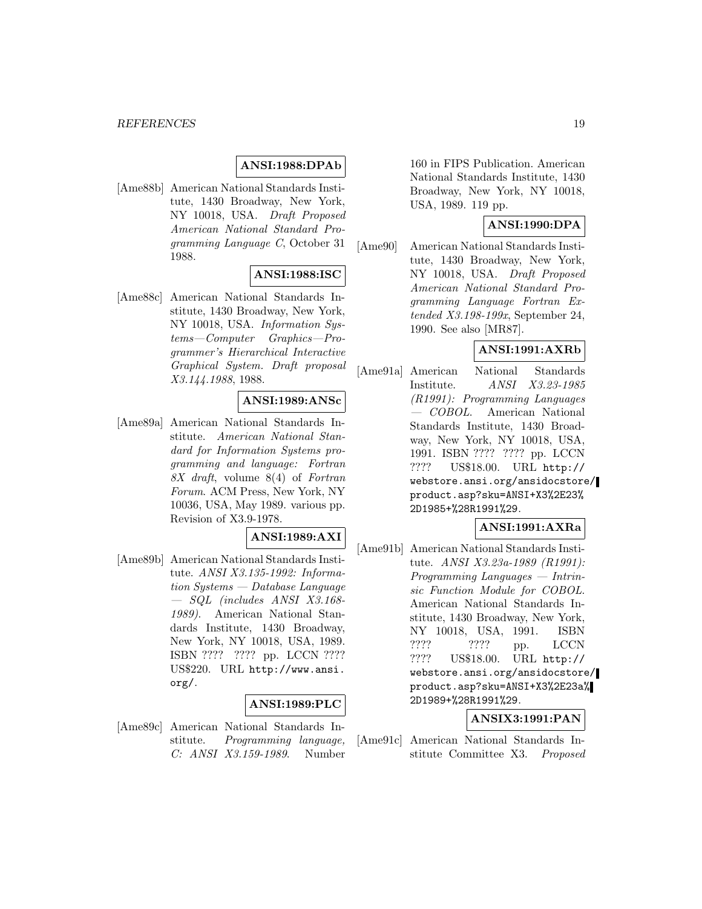**ANSI:1988:DPAb**

[Ame88b] American National Standards Institute, 1430 Broadway, New York, NY 10018, USA. *Draft Proposed American National Standard Programming Language C*, October 31 1988.

**ANSI:1988:ISC**

[Ame88c] American National Standards Institute, 1430 Broadway, New York, NY 10018, USA. *Information Systems—Computer Graphics—Programmer's Hierarchical Interactive Graphical System. Draft proposal X3.144.1988*, 1988.

**ANSI:1989:ANSc**

[Ame89a] American National Standards Institute. *American National Standard for Information Systems programming and language: Fortran 8X draft*, volume 8(4) of *Fortran Forum*. ACM Press, New York, NY 10036, USA, May 1989. various pp. Revision of X3.9-1978.

**ANSI:1989:AXI**

[Ame89b] American National Standards Institute. *ANSI X3.135-1992: Information Systems — Database Language — SQL (includes ANSI X3.168-1989)*. American National Standards Institute, 1430 Broadway, New York, NY 10018, USA, 1989. ISBN ???? ???? pp. LCCN ???? US$220. URL http://www.ansi.org/.

**ANSI:1989:PLC**

[Ame89c] American National Standards Institute. *Programming language, C: ANSI X3.159-1989*. Number 160 in FIPS Publication. American National Standards Institute, 1430 Broadway, New York, NY 10018, USA, 1989. 119 pp.

**ANSI:1990:DPA**

[Ame90] American National Standards Institute, 1430 Broadway, New York, NY 10018, USA. *Draft Proposed American National Standard Programming Language Fortran Extended X3.198-199x*, September 24, 1990. See also [MR87].

**ANSI:1991:AXRb**

[Ame91a] American National Standards Institute. *ANSI X3.23-1985 (R1991): Programming Languages — COBOL*. American National Standards Institute, 1430 Broadway, New York, NY 10018, USA, 1991. ISBN ???? ???? pp. LCCN ???? US$18.00. URL http://webstore.ansi.org/ansidocstore/product.asp?sku=ANSI+X3%2E23%2D1985+%28R1991%29.

**ANSI:1991:AXRa**

[Ame91b] American National Standards Institute. *ANSI X3.23a-1989 (R1991): Programming Languages — Intrinsic Function Module for COBOL*. American National Standards Institute, 1430 Broadway, New York, NY 10018, USA, 1991. ISBN ???? ???? pp. LCCN ???? US$18.00. URL http://webstore.ansi.org/ansidocstore/product.asp?sku=ANSI+X3%2E23a%2D1989+%28R1991%29.

**ANSIX3:1991:PAN**

[Ame91c] American National Standards Institute Committee X3. *Proposed*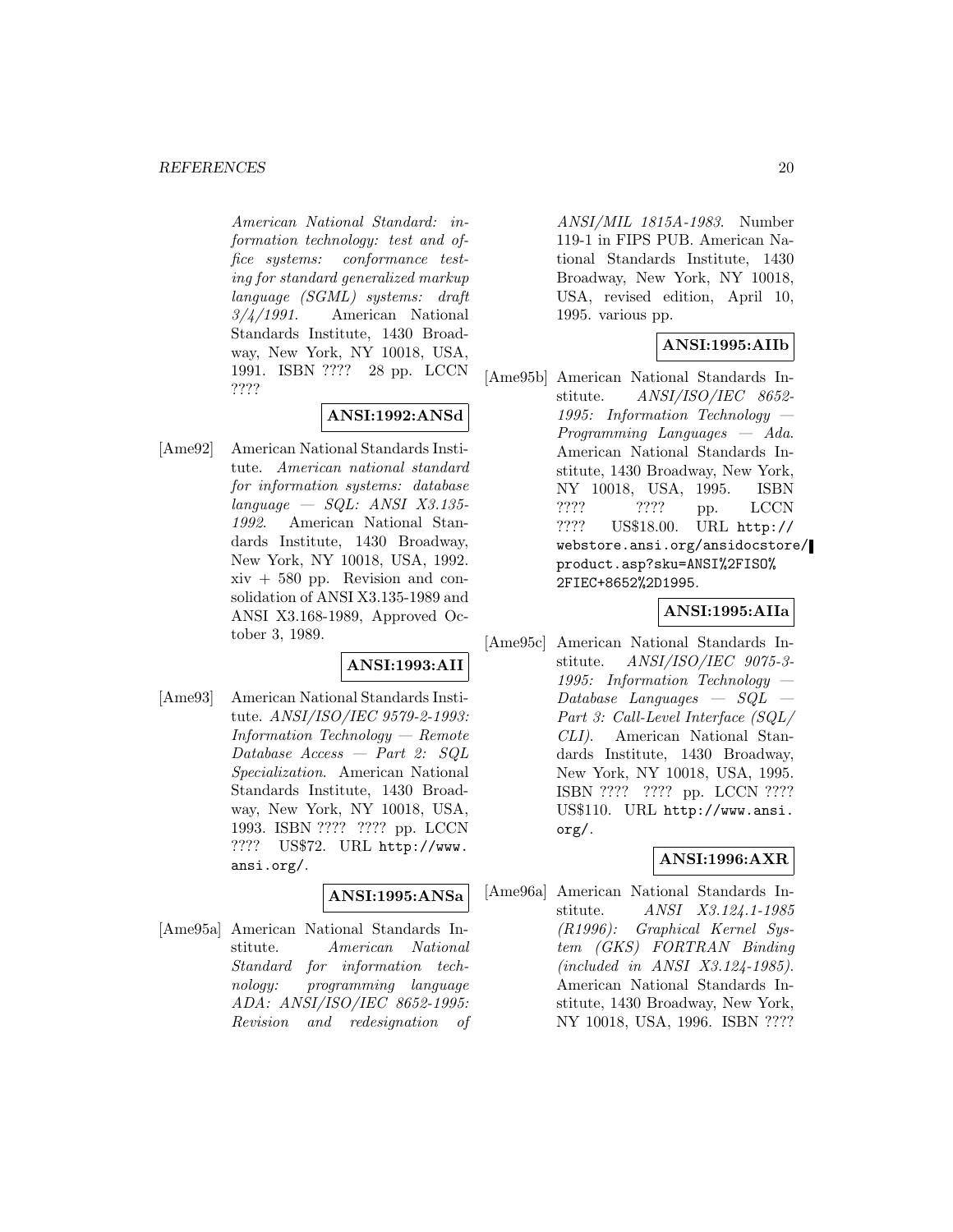*American National Standard: information technology: test and office systems: conformance testing for standard generalized markup language (SGML) systems: draft 3/4/1991*. American National Standards Institute, 1430 Broadway, New York, NY 10018, USA, 1991. ISBN ???? 28 pp. LCCN ????

**ANSI:1992:ANSd**

[Ame92] American National Standards Institute. *American national standard for information systems: database language — SQL: ANSI X3.135-1992*. American National Standards Institute, 1430 Broadway, New York, NY 10018, USA, 1992. xiv + 580 pp. Revision and consolidation of ANSI X3.135-1989 and ANSI X3.168-1989, Approved October 3, 1989.

**ANSI:1993:AII**

[Ame93] American National Standards Institute. *ANSI/ISO/IEC 9579-2-1993: Information Technology — Remote Database Access — Part 2: SQL Specialization*. American National Standards Institute, 1430 Broadway, New York, NY 10018, USA, 1993. ISBN ???? ???? pp. LCCN ???? US$72. URL http://www.ansi.org/.

**ANSI:1995:ANSa**

[Ame95a] American National Standards Institute. *American National Standard for information technology: programming language ADA: ANSI/ISO/IEC 8652-1995: Revision and redesignation of ANSI/MIL 1815A-1983*. Number 119-1 in FIPS PUB. American National Standards Institute, 1430 Broadway, New York, NY 10018, USA, revised edition, April 10, 1995. various pp.

**ANSI:1995:AIIb**

[Ame95b] American National Standards Institute. *ANSI/ISO/IEC 8652-1995: Information Technology — Programming Languages — Ada*. American National Standards Institute, 1430 Broadway, New York, NY 10018, USA, 1995. ISBN ???? ???? pp. LCCN ???? US$18.00. URL http://webstore.ansi.org/ansidocstore/product.asp?sku=ANSI%2FISO%2FIEC+8652%2D1995.

**ANSI:1995:AIIa**

[Ame95c] American National Standards Institute. *ANSI/ISO/IEC 9075-3-1995: Information Technology — Database Languages — SQL — Part 3: Call-Level Interface (SQL/CLI)*. American National Standards Institute, 1430 Broadway, New York, NY 10018, USA, 1995. ISBN ???? ???? pp. LCCN ???? US$110. URL http://www.ansi.org/.

**ANSI:1996:AXR**

[Ame96a] American National Standards Institute. *ANSI X3.124.1-1985 (R1996): Graphical Kernel System (GKS) FORTRAN Binding (included in ANSI X3.124-1985)*. American National Standards Institute, 1430 Broadway, New York, NY 10018, USA, 1996. ISBN ????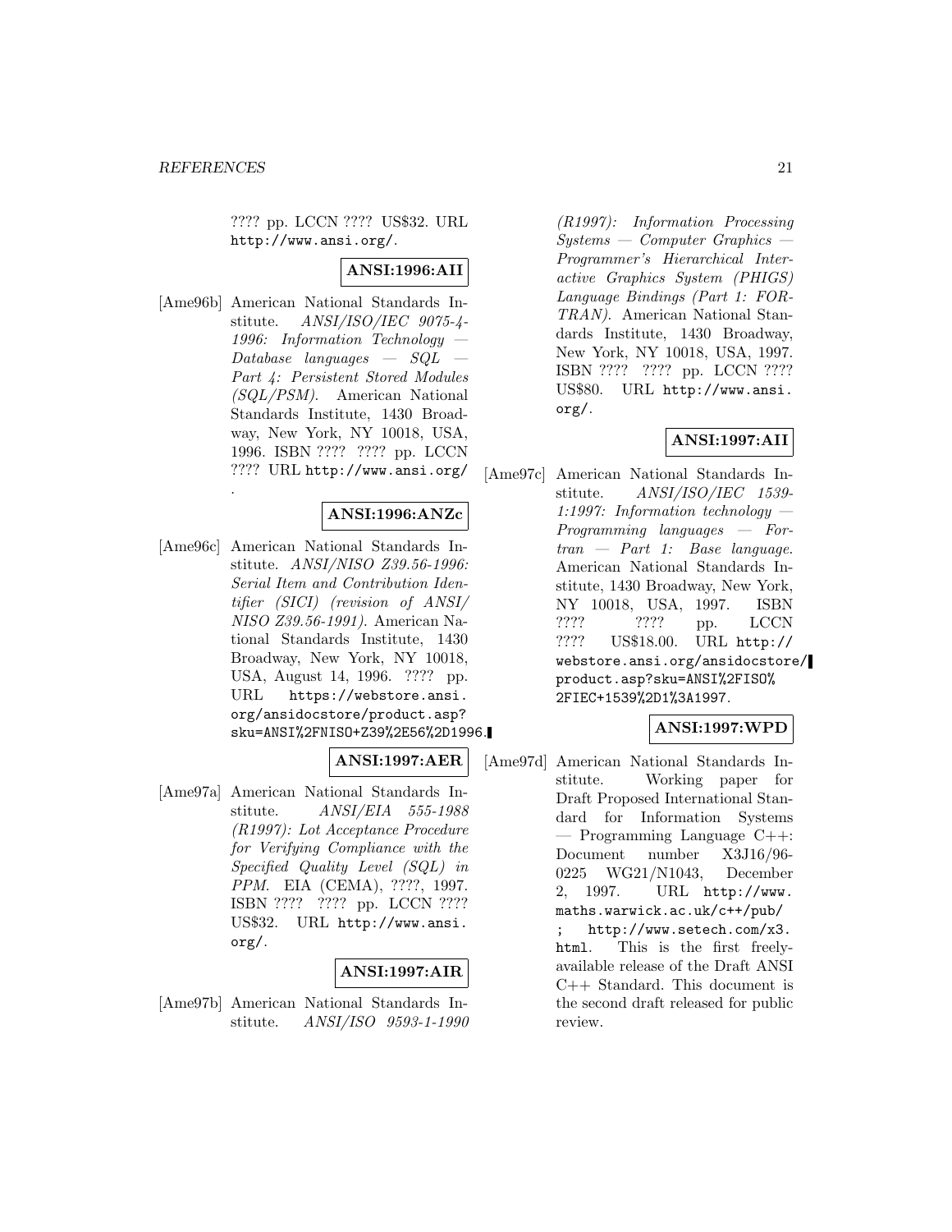???? pp. LCCN ???? US$32. URL http://www.ansi.org/.

**ANSI:1996:AII**

[Ame96b] American National Standards Institute. *ANSI/ISO/IEC 9075-4-1996: Information Technology — Database languages — SQL — Part 4: Persistent Stored Modules (SQL/PSM)*. American National Standards Institute, 1430 Broadway, New York, NY 10018, USA, 1996. ISBN ???? ???? pp. LCCN ???? URL http://www.ansi.org/.

**ANSI:1996:ANZc**

[Ame96c] American National Standards Institute. *ANSI/NISO Z39.56-1996: Serial Item and Contribution Identifier (SICI) (revision of ANSI/NISO Z39.56-1991)*. American National Standards Institute, 1430 Broadway, New York, NY 10018, USA, August 14, 1996. ???? pp. URL https://webstore.ansi.org/ansidocstore/product.asp?sku=ANSI%2FNISO+Z39%2E56%2D1996.

**ANSI:1997:AER**

[Ame97a] American National Standards Institute. *ANSI/EIA 555-1988 (R1997): Lot Acceptance Procedure for Verifying Compliance with the Specified Quality Level (SQL) in PPM*. EIA (CEMA), ????, 1997. ISBN ???? ???? pp. LCCN ???? US$32. URL http://www.ansi.org/.

**ANSI:1997:AIR**

[Ame97b] American National Standards Institute. *ANSI/ISO 9593-1-1990 (R1997): Information Processing Systems — Computer Graphics — Programmer's Hierarchical Interactive Graphics System (PHIGS) Language Bindings (Part 1: FORTRAN)*. American National Standards Institute, 1430 Broadway, New York, NY 10018, USA, 1997. ISBN ???? ???? pp. LCCN ???? US$80. URL http://www.ansi.org/.

**ANSI:1997:AII**

[Ame97c] American National Standards Institute. *ANSI/ISO/IEC 1539-1:1997: Information technology — Programming languages — Fortran — Part 1: Base language*. American National Standards Institute, 1430 Broadway, New York, NY 10018, USA, 1997. ISBN ???? ???? pp. LCCN ???? US$18.00. URL http://webstore.ansi.org/ansidocstore/product.asp?sku=ANSI%2FISO%2FIEC+1539%2D1%3A1997.

**ANSI:1997:WPD**

[Ame97d] American National Standards Institute. Working paper for Draft Proposed International Standard for Information Systems — Programming Language C++: Document number X3J16/96-0225 WG21/N1043, December 2, 1997. URL http://www.maths.warwick.ac.uk/c++/pub/ ; http://www.setech.com/x3.html. This is the first freely-available release of the Draft ANSI C++ Standard. This document is the second draft released for public review.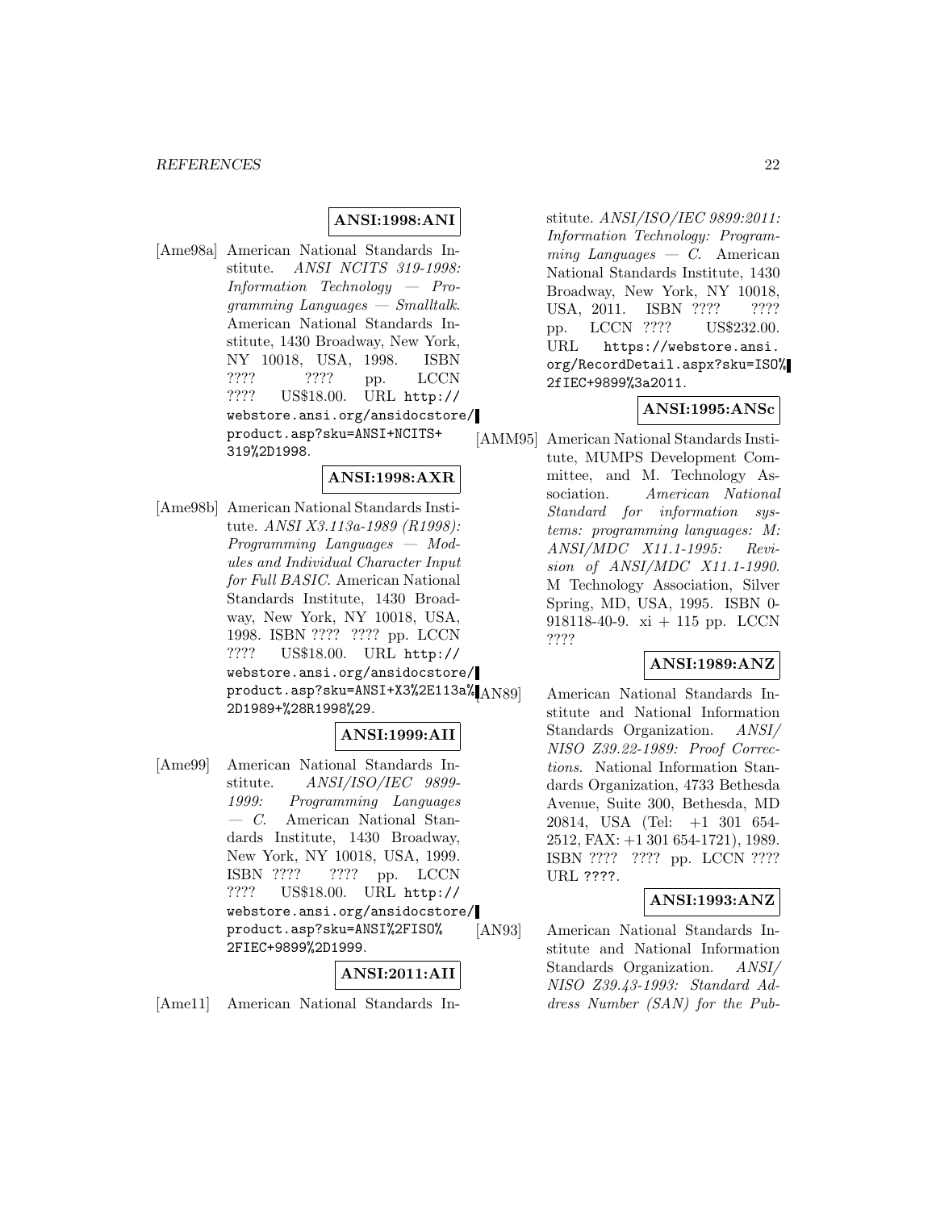**ANSI:1998:ANI**

[Ame98a] American National Standards Institute. *ANSI NCITS 319-1998: Information Technology — Programming Languages — Smalltalk*. American National Standards Institute, 1430 Broadway, New York, NY 10018, USA, 1998. ISBN ???? ???? pp. LCCN ???? US$18.00. URL http://webstore.ansi.org/ansidocstore/product.asp?sku=ANSI+NCITS+319%2D1998.

**ANSI:1998:AXR**

[Ame98b] American National Standards Institute. *ANSI X3.113a-1989 (R1998): Programming Languages — Modules and Individual Character Input for Full BASIC*. American National Standards Institute, 1430 Broadway, New York, NY 10018, USA, 1998. ISBN ???? ???? pp. LCCN ???? US$18.00. URL http://webstore.ansi.org/ansidocstore/product.asp?sku=ANSI+X3%2E113a%2D1989+%28R1998%29.

**ANSI:1999:AII**

[Ame99] American National Standards Institute. *ANSI/ISO/IEC 9899-1999: Programming Languages — C*. American National Standards Institute, 1430 Broadway, New York, NY 10018, USA, 1999. ISBN ???? ???? pp. LCCN ???? US$18.00. URL http://webstore.ansi.org/ansidocstore/product.asp?sku=ANSI%2FISO%2FIEC+9899%2D1999.

**ANSI:2011:AII**

[Ame11] American National Standards Institute. *ANSI/ISO/IEC 9899:2011: Information Technology: Programming Languages — C*. American National Standards Institute, 1430 Broadway, New York, NY 10018, USA, 2011. ISBN ???? ???? pp. LCCN ???? US$232.00. URL https://webstore.ansi.org/RecordDetail.aspx?sku=ISO%2fIEC+9899%3a2011.

**ANSI:1995:ANSc**

[AMM95] American National Standards Institute, MUMPS Development Committee, and M. Technology Association. *American National Standard for information systems: programming languages: M: ANSI/MDC X11.1-1995: Revision of ANSI/MDC X11.1-1990*. M Technology Association, Silver Spring, MD, USA, 1995. ISBN 0-918118-40-9. xi + 115 pp. LCCN ????

**ANSI:1989:ANZ**

[AN89] American National Standards Institute and National Information Standards Organization. *ANSI/NISO Z39.22-1989: Proof Corrections*. National Information Standards Organization, 4733 Bethesda Avenue, Suite 300, Bethesda, MD 20814, USA (Tel: +1 301 654-2512, FAX: +1 301 654-1721), 1989. ISBN ???? ???? pp. LCCN ???? URL ????.

**ANSI:1993:ANZ**

[AN93] American National Standards Institute and National Information Standards Organization. *ANSI/NISO Z39.43-1993: Standard Address Number (SAN) for the Pub-*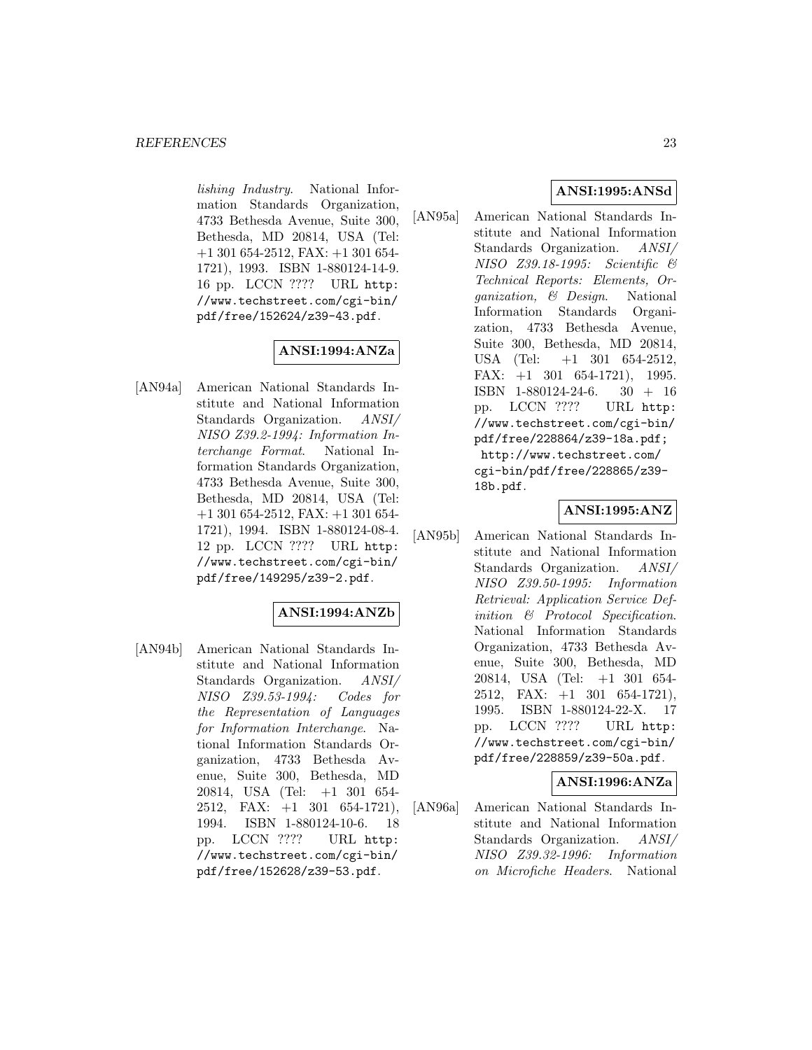*lishing Industry*. National Information Standards Organization, 4733 Bethesda Avenue, Suite 300, Bethesda, MD 20814, USA (Tel: +1 301 654-2512, FAX: +1 301 654-1721), 1993. ISBN 1-880124-14-9. 16 pp. LCCN ???? URL http://www.techstreet.com/cgi-bin/pdf/free/152624/z39-43.pdf.

**ANSI:1994:ANZa**

[AN94a] American National Standards Institute and National Information Standards Organization. *ANSI/ NISO Z39.2-1994: Information Interchange Format*. National Information Standards Organization, 4733 Bethesda Avenue, Suite 300, Bethesda, MD 20814, USA (Tel: +1 301 654-2512, FAX: +1 301 654-1721), 1994. ISBN 1-880124-08-4. 12 pp. LCCN ???? URL http://www.techstreet.com/cgi-bin/pdf/free/149295/z39-2.pdf.

**ANSI:1994:ANZb**

[AN94b] American National Standards Institute and National Information Standards Organization. *ANSI/ NISO Z39.53-1994: Codes for the Representation of Languages for Information Interchange*. National Information Standards Organization, 4733 Bethesda Avenue, Suite 300, Bethesda, MD 20814, USA (Tel: +1 301 654-2512, FAX: +1 301 654-1721), 1994. ISBN 1-880124-10-6. 18 pp. LCCN ???? URL http://www.techstreet.com/cgi-bin/pdf/free/152628/z39-53.pdf.

**ANSI:1995:ANSd**

[AN95a] American National Standards Institute and National Information Standards Organization. *ANSI/ NISO Z39.18-1995: Scientific & Technical Reports: Elements, Organization, & Design*. National Information Standards Organization, 4733 Bethesda Avenue, Suite 300, Bethesda, MD 20814, USA (Tel: +1 301 654-2512, FAX: +1 301 654-1721), 1995. ISBN 1-880124-24-6. 30 + 16 pp. LCCN ???? URL http://www.techstreet.com/cgi-bin/pdf/free/228864/z39-18a.pdf; http://www.techstreet.com/cgi-bin/pdf/free/228865/z39-18b.pdf.

**ANSI:1995:ANZ**

[AN95b] American National Standards Institute and National Information Standards Organization. *ANSI/ NISO Z39.50-1995: Information Retrieval: Application Service Definition & Protocol Specification*. National Information Standards Organization, 4733 Bethesda Avenue, Suite 300, Bethesda, MD 20814, USA (Tel: +1 301 654-2512, FAX: +1 301 654-1721), 1995. ISBN 1-880124-22-X. 17 pp. LCCN ???? URL http://www.techstreet.com/cgi-bin/pdf/free/228859/z39-50a.pdf.

**ANSI:1996:ANZa**

[AN96a] American National Standards Institute and National Information Standards Organization. *ANSI/ NISO Z39.32-1996: Information on Microfiche Headers*. National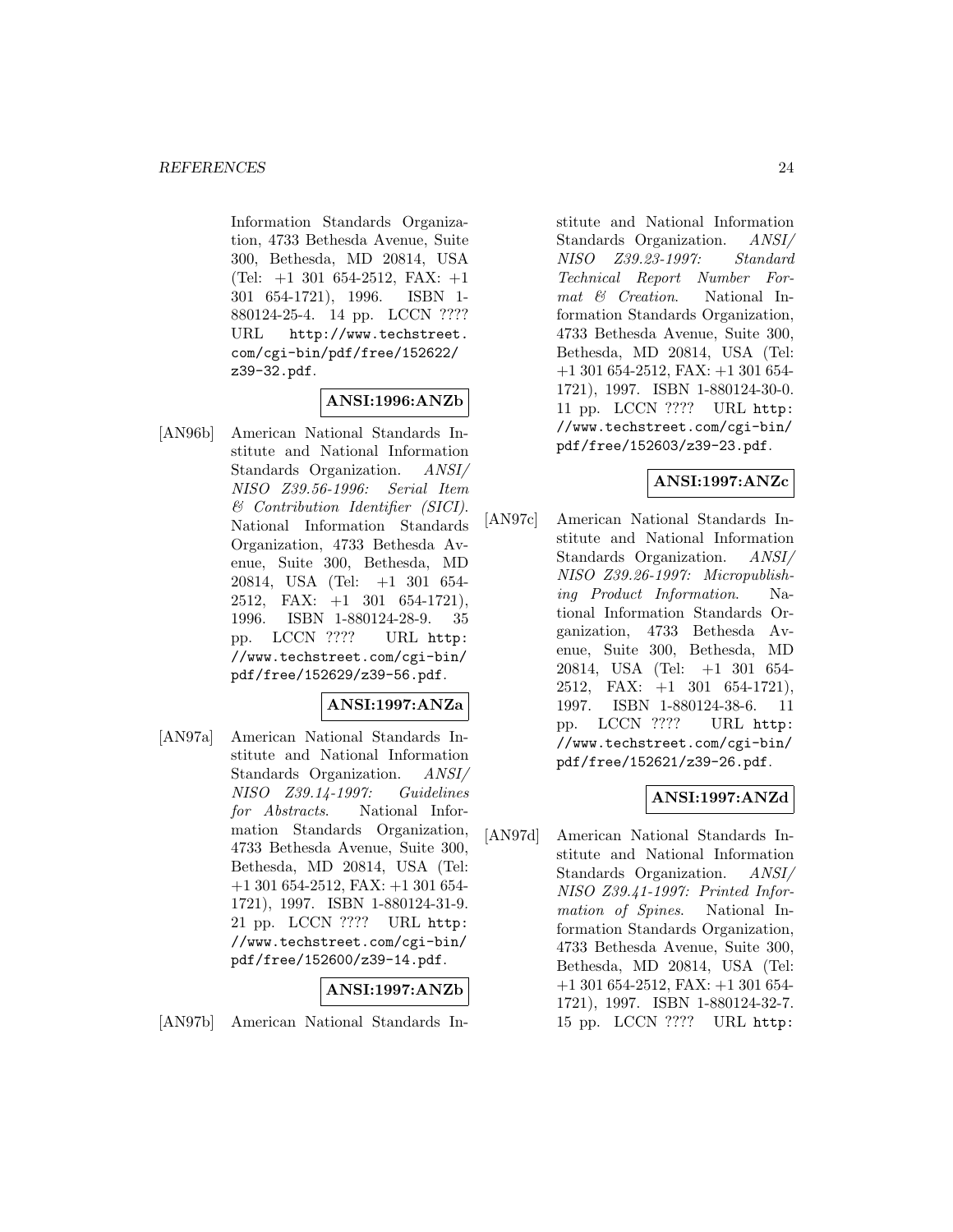Information Standards Organization, 4733 Bethesda Avenue, Suite 300, Bethesda, MD 20814, USA (Tel: +1 301 654-2512, FAX: +1 301 654-1721), 1996. ISBN 1-880124-25-4. 14 pp. LCCN ???? URL http://www.techstreet.com/cgi-bin/pdf/free/152622/z39-32.pdf.

**ANSI:1996:ANZb**

[AN96b] American National Standards Institute and National Information Standards Organization. *ANSI/NISO Z39.56-1996: Serial Item & Contribution Identifier (SICI)*. National Information Standards Organization, 4733 Bethesda Avenue, Suite 300, Bethesda, MD 20814, USA (Tel: +1 301 654-2512, FAX: +1 301 654-1721), 1996. ISBN 1-880124-28-9. 35 pp. LCCN ???? URL http://www.techstreet.com/cgi-bin/pdf/free/152629/z39-56.pdf.

**ANSI:1997:ANZa**

[AN97a] American National Standards Institute and National Information Standards Organization. *ANSI/NISO Z39.14-1997: Guidelines for Abstracts*. National Information Standards Organization, 4733 Bethesda Avenue, Suite 300, Bethesda, MD 20814, USA (Tel: +1 301 654-2512, FAX: +1 301 654-1721), 1997. ISBN 1-880124-31-9. 21 pp. LCCN ???? URL http://www.techstreet.com/cgi-bin/pdf/free/152600/z39-14.pdf.

**ANSI:1997:ANZb**

[AN97b] American National Standards Institute and National Information Standards Organization. *ANSI/NISO Z39.23-1997: Standard Technical Report Number Format & Creation*. National Information Standards Organization, 4733 Bethesda Avenue, Suite 300, Bethesda, MD 20814, USA (Tel: +1 301 654-2512, FAX: +1 301 654-1721), 1997. ISBN 1-880124-30-0. 11 pp. LCCN ???? URL http://www.techstreet.com/cgi-bin/pdf/free/152603/z39-23.pdf.

**ANSI:1997:ANZc**

[AN97c] American National Standards Institute and National Information Standards Organization. *ANSI/NISO Z39.26-1997: Micropublishing Product Information*. National Information Standards Organization, 4733 Bethesda Avenue, Suite 300, Bethesda, MD 20814, USA (Tel: +1 301 654-2512, FAX: +1 301 654-1721), 1997. ISBN 1-880124-38-6. 11 pp. LCCN ???? URL http://www.techstreet.com/cgi-bin/pdf/free/152621/z39-26.pdf.

**ANSI:1997:ANZd**

[AN97d] American National Standards Institute and National Information Standards Organization. *ANSI/NISO Z39.41-1997: Printed Information of Spines*. National Information Standards Organization, 4733 Bethesda Avenue, Suite 300, Bethesda, MD 20814, USA (Tel: +1 301 654-2512, FAX: +1 301 654-1721), 1997. ISBN 1-880124-32-7. 15 pp. LCCN ???? URL http: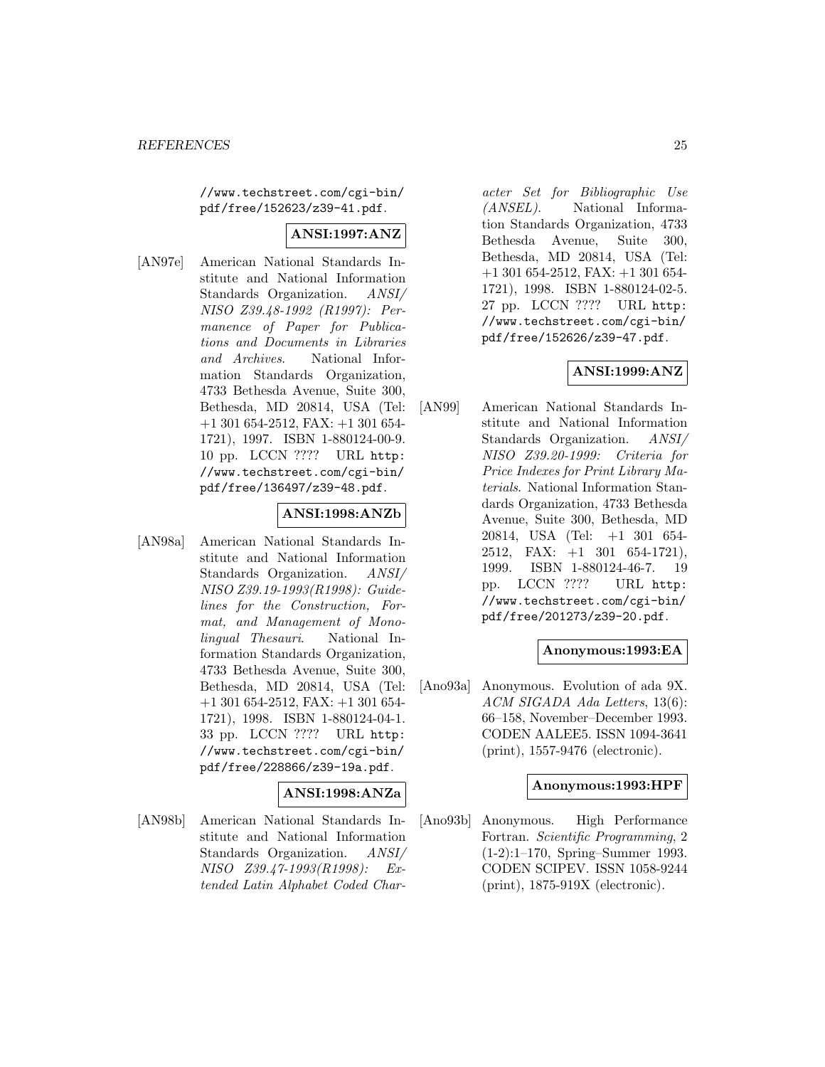//www.techstreet.com/cgi-bin/pdf/free/152623/z39-41.pdf.

**ANSI:1997:ANZ**

[AN97e] American National Standards Institute and National Information Standards Organization. *ANSI/ NISO Z39.48-1992 (R1997): Permanence of Paper for Publications and Documents in Libraries and Archives*. National Information Standards Organization, 4733 Bethesda Avenue, Suite 300, Bethesda, MD 20814, USA (Tel: +1 301 654-2512, FAX: +1 301 654-1721), 1997. ISBN 1-880124-00-9. 10 pp. LCCN ???? URL http://www.techstreet.com/cgi-bin/pdf/free/136497/z39-48.pdf.

**ANSI:1998:ANZb**

[AN98a] American National Standards Institute and National Information Standards Organization. *ANSI/ NISO Z39.19-1993(R1998): Guidelines for the Construction, Format, and Management of Monolingual Thesauri*. National Information Standards Organization, 4733 Bethesda Avenue, Suite 300, Bethesda, MD 20814, USA (Tel: +1 301 654-2512, FAX: +1 301 654-1721), 1998. ISBN 1-880124-04-1. 33 pp. LCCN ???? URL http://www.techstreet.com/cgi-bin/pdf/free/228866/z39-19a.pdf.

**ANSI:1998:ANZa**

[AN98b] American National Standards Institute and National Information Standards Organization. *ANSI/ NISO Z39.47-1993(R1998): Extended Latin Alphabet Coded Character Set for Bibliographic Use (ANSEL)*. National Information Standards Organization, 4733 Bethesda Avenue, Suite 300, Bethesda, MD 20814, USA (Tel: +1 301 654-2512, FAX: +1 301 654-1721), 1998. ISBN 1-880124-02-5. 27 pp. LCCN ???? URL http://www.techstreet.com/cgi-bin/pdf/free/152626/z39-47.pdf.

**ANSI:1999:ANZ**

[AN99] American National Standards Institute and National Information Standards Organization. *ANSI/ NISO Z39.20-1999: Criteria for Price Indexes for Print Library Materials*. National Information Standards Organization, 4733 Bethesda Avenue, Suite 300, Bethesda, MD 20814, USA (Tel: +1 301 654-2512, FAX: +1 301 654-1721), 1999. ISBN 1-880124-46-7. 19 pp. LCCN ???? URL http://www.techstreet.com/cgi-bin/pdf/free/201273/z39-20.pdf.

**Anonymous:1993:EA**

[Ano93a] Anonymous. Evolution of ada 9X. *ACM SIGADA Ada Letters*, 13(6): 66–158, November–December 1993. CODEN AALEE5. ISSN 1094-3641 (print), 1557-9476 (electronic).

**Anonymous:1993:HPF**

[Ano93b] Anonymous. High Performance Fortran. *Scientific Programming*, 2 (1-2):1–170, Spring–Summer 1993. CODEN SCIPEV. ISSN 1058-9244 (print), 1875-919X (electronic).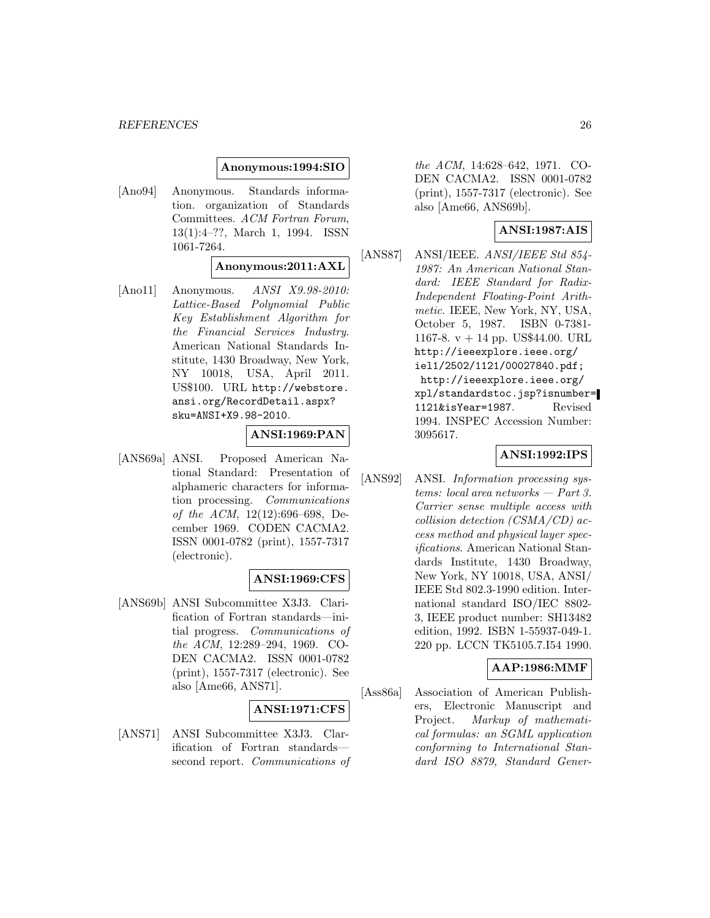**Anonymous:1994:SIO**

[Ano94] Anonymous. Standards information. organization of Standards Committees. *ACM Fortran Forum*, 13(1):4–??, March 1, 1994. ISSN 1061-7264.

**Anonymous:2011:AXL**

[Ano11] Anonymous. *ANSI X9.98-2010: Lattice-Based Polynomial Public Key Establishment Algorithm for the Financial Services Industry*. American National Standards Institute, 1430 Broadway, New York, NY 10018, USA, April 2011. US$100. URL `http://webstore.ansi.org/RecordDetail.aspx?sku=ANSI+X9.98-2010`.

**ANSI:1969:PAN**

[ANS69a] ANSI. Proposed American National Standard: Presentation of alphameric characters for information processing. *Communications of the ACM*, 12(12):696–698, December 1969. CODEN CACMA2. ISSN 0001-0782 (print), 1557-7317 (electronic).

**ANSI:1969:CFS**

[ANS69b] ANSI Subcommittee X3J3. Clarification of Fortran standards—initial progress. *Communications of the ACM*, 12:289–294, 1969. CODEN CACMA2. ISSN 0001-0782 (print), 1557-7317 (electronic). See also [Ame66, ANS71].

**ANSI:1971:CFS**

[ANS71] ANSI Subcommittee X3J3. Clarification of Fortran standards—second report. *Communications of the ACM*, 14:628–642, 1971. CODEN CACMA2. ISSN 0001-0782 (print), 1557-7317 (electronic). See also [Ame66, ANS69b].

**ANSI:1987:AIS**

[ANS87] ANSI/IEEE. *ANSI/IEEE Std 854-1987: An American National Standard: IEEE Standard for Radix-Independent Floating-Point Arithmetic*. IEEE, New York, NY, USA, October 5, 1987. ISBN 0-7381-1167-8. v + 14 pp. US$44.00. URL `http://ieeexplore.ieee.org/iel1/2502/1121/00027840.pdf; http://ieeexplore.ieee.org/xpl/standardstoc.jsp?isnumber=1121&isYear=1987`. Revised 1994. INSPEC Accession Number: 3095617.

**ANSI:1992:IPS**

[ANS92] ANSI. *Information processing systems: local area networks — Part 3. Carrier sense multiple access with collision detection (CSMA/CD) access method and physical layer specifications*. American National Standards Institute, 1430 Broadway, New York, NY 10018, USA, ANSI/IEEE Std 802.3-1990 edition. International standard ISO/IEC 8802-3, IEEE product number: SH13482 edition, 1992. ISBN 1-55937-049-1. 220 pp. LCCN TK5105.7.I54 1990.

**AAP:1986:MMF**

[Ass86a] Association of American Publishers, Electronic Manuscript and Project. *Markup of mathematical formulas: an SGML application conforming to International Standard ISO 8879, Standard Gener-*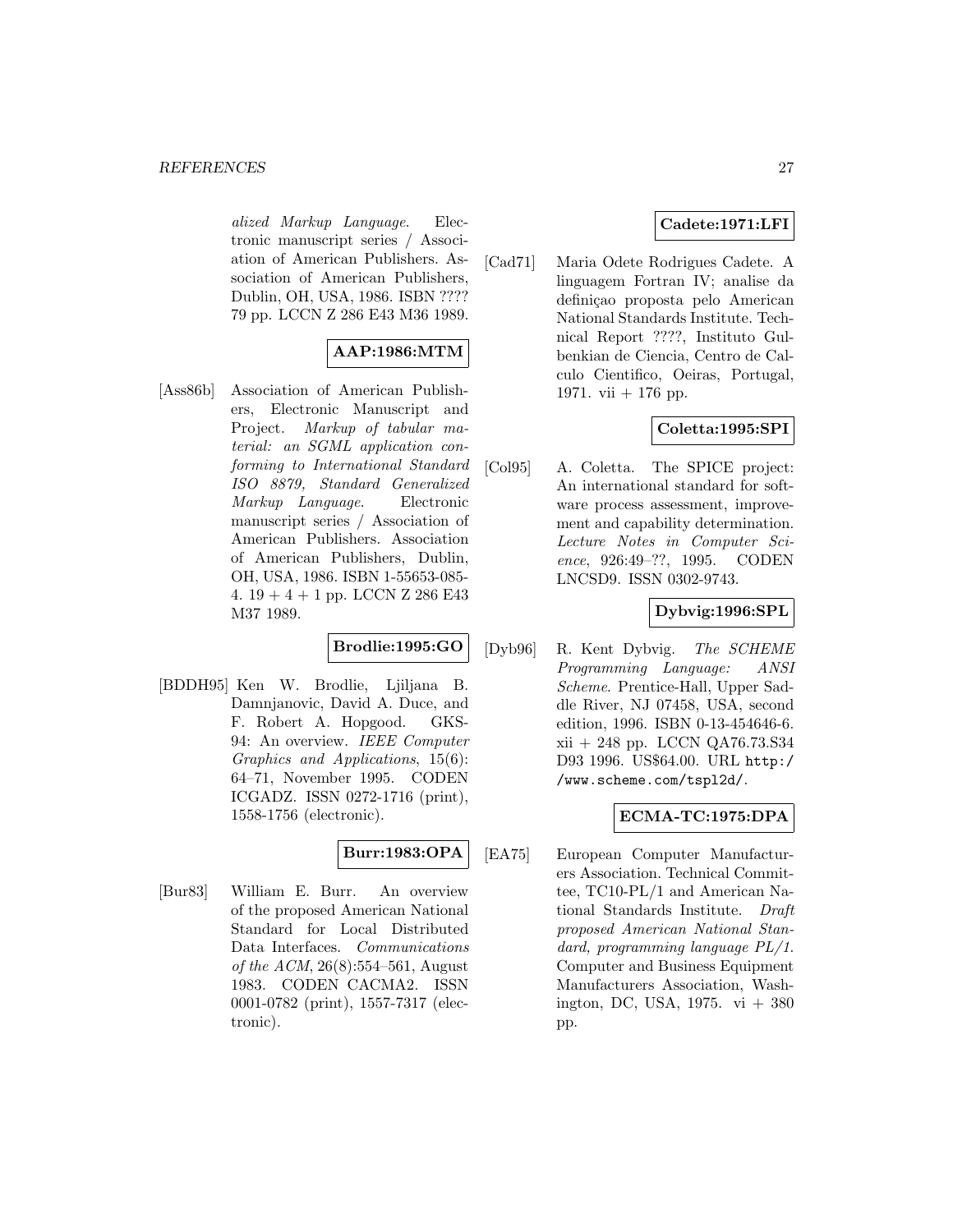*alized Markup Language*. Electronic manuscript series / Association of American Publishers. Association of American Publishers, Dublin, OH, USA, 1986. ISBN ???? 79 pp. LCCN Z 286 E43 M36 1989.

**AAP:1986:MTM**

[Ass86b] Association of American Publishers, Electronic Manuscript and Project. *Markup of tabular material: an SGML application conforming to International Standard ISO 8879, Standard Generalized Markup Language*. Electronic manuscript series / Association of American Publishers. Association of American Publishers, Dublin, OH, USA, 1986. ISBN 1-55653-085-4. 19 + 4 + 1 pp. LCCN Z 286 E43 M37 1989.

**Brodlie:1995:GO**

[BDDH95] Ken W. Brodlie, Ljiljana B. Damnjanovic, David A. Duce, and F. Robert A. Hopgood. GKS-94: An overview. *IEEE Computer Graphics and Applications*, 15(6): 64–71, November 1995. CODEN ICGADZ. ISSN 0272-1716 (print), 1558-1756 (electronic).

**Burr:1983:OPA**

[Bur83] William E. Burr. An overview of the proposed American National Standard for Local Distributed Data Interfaces. *Communications of the ACM*, 26(8):554–561, August 1983. CODEN CACMA2. ISSN 0001-0782 (print), 1557-7317 (electronic).

**Cadete:1971:LFI**

[Cad71] Maria Odete Rodrigues Cadete. A linguagem Fortran IV; analise da definiçao proposta pelo American National Standards Institute. Technical Report ????, Instituto Gulbenkian de Ciencia, Centro de Calculo Cientifico, Oeiras, Portugal, 1971. vii + 176 pp.

**Coletta:1995:SPI**

[Col95] A. Coletta. The SPICE project: An international standard for software process assessment, improvement and capability determination. *Lecture Notes in Computer Science*, 926:49–??, 1995. CODEN LNCSD9. ISSN 0302-9743.

**Dybvig:1996:SPL**

[Dyb96] R. Kent Dybvig. *The SCHEME Programming Language: ANSI Scheme*. Prentice-Hall, Upper Saddle River, NJ 07458, USA, second edition, 1996. ISBN 0-13-454646-6. xii + 248 pp. LCCN QA76.73.S34 D93 1996. US$64.00. URL http://www.scheme.com/tspl2d/.

**ECMA-TC:1975:DPA**

[EA75] European Computer Manufacturers Association. Technical Committee, TC10-PL/1 and American National Standards Institute. *Draft proposed American National Standard, programming language PL/1*. Computer and Business Equipment Manufacturers Association, Washington, DC, USA, 1975. vi + 380 pp.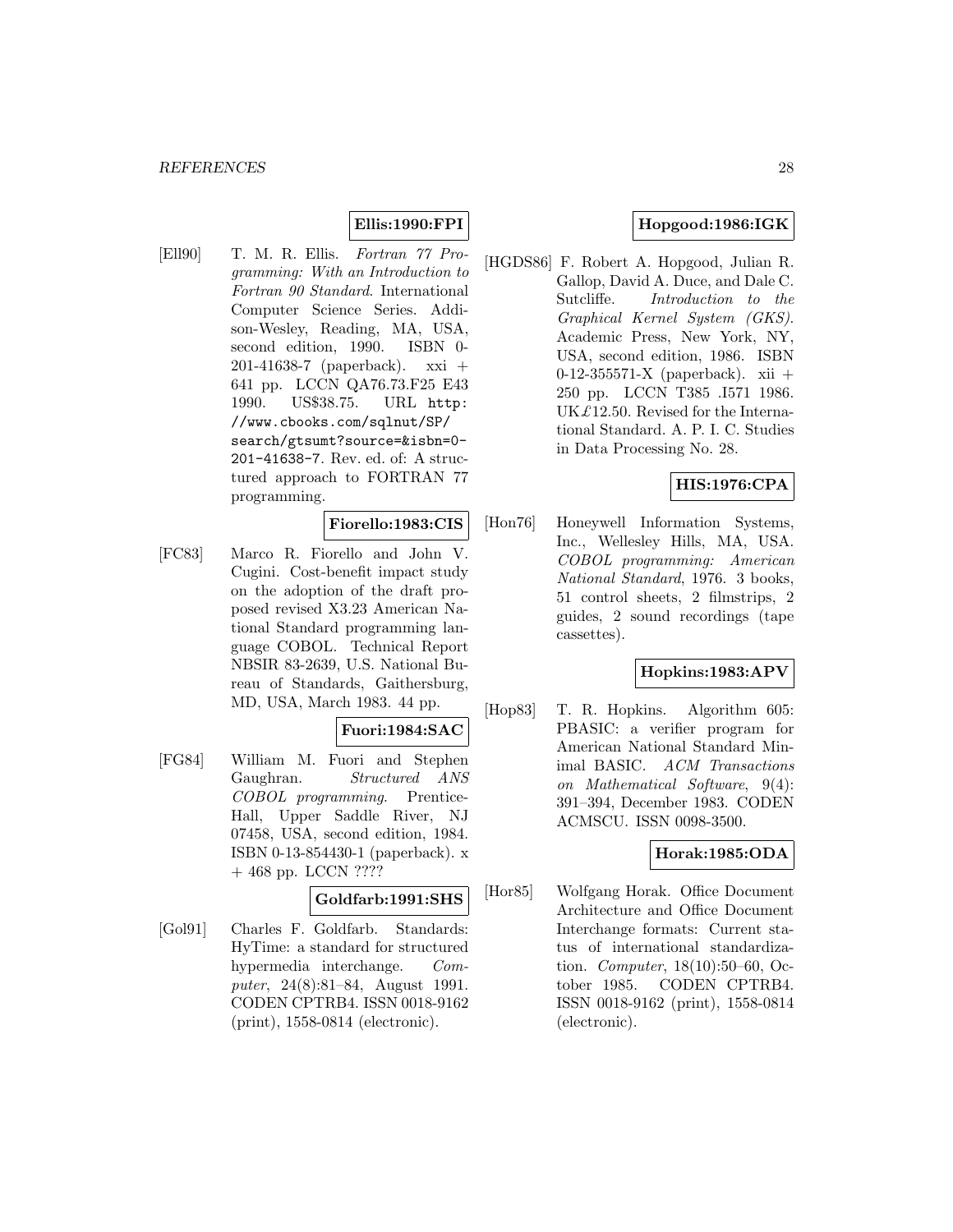**Ellis:1990:FPI**

[Ell90] T. M. R. Ellis. *Fortran 77 Programming: With an Introduction to Fortran 90 Standard*. International Computer Science Series. Addison-Wesley, Reading, MA, USA, second edition, 1990. ISBN 0-201-41638-7 (paperback). xxi + 641 pp. LCCN QA76.73.F25 E43 1990. US$38.75. URL `http://www.cbooks.com/sqlnut/SP/search/gtsumt?source=&isbn=0-201-41638-7`. Rev. ed. of: A structured approach to FORTRAN 77 programming.

**Fiorello:1983:CIS**

[FC83] Marco R. Fiorello and John V. Cugini. Cost-benefit impact study on the adoption of the draft proposed revised X3.23 American National Standard programming language COBOL. Technical Report NBSIR 83-2639, U.S. National Bureau of Standards, Gaithersburg, MD, USA, March 1983. 44 pp.

**Fuori:1984:SAC**

[FG84] William M. Fuori and Stephen Gaughran. *Structured ANS COBOL programming*. Prentice-Hall, Upper Saddle River, NJ 07458, USA, second edition, 1984. ISBN 0-13-854430-1 (paperback). x + 468 pp. LCCN ????

**Goldfarb:1991:SHS**

[Gol91] Charles F. Goldfarb. Standards: HyTime: a standard for structured hypermedia interchange. *Computer*, 24(8):81–84, August 1991. CODEN CPTRB4. ISSN 0018-9162 (print), 1558-0814 (electronic).

**Hopgood:1986:IGK**

[HGDS86] F. Robert A. Hopgood, Julian R. Gallop, David A. Duce, and Dale C. Sutcliffe. *Introduction to the Graphical Kernel System (GKS)*. Academic Press, New York, NY, USA, second edition, 1986. ISBN 0-12-355571-X (paperback). xii + 250 pp. LCCN T385 .I571 1986. UK£12.50. Revised for the International Standard. A. P. I. C. Studies in Data Processing No. 28.

**HIS:1976:CPA**

[Hon76] Honeywell Information Systems, Inc., Wellesley Hills, MA, USA. *COBOL programming: American National Standard*, 1976. 3 books, 51 control sheets, 2 filmstrips, 2 guides, 2 sound recordings (tape cassettes).

**Hopkins:1983:APV**

[Hop83] T. R. Hopkins. Algorithm 605: PBASIC: a verifier program for American National Standard Minimal BASIC. *ACM Transactions on Mathematical Software*, 9(4): 391–394, December 1983. CODEN ACMSCU. ISSN 0098-3500.

**Horak:1985:ODA**

[Hor85] Wolfgang Horak. Office Document Architecture and Office Document Interchange formats: Current status of international standardization. *Computer*, 18(10):50–60, October 1985. CODEN CPTRB4. ISSN 0018-9162 (print), 1558-0814 (electronic).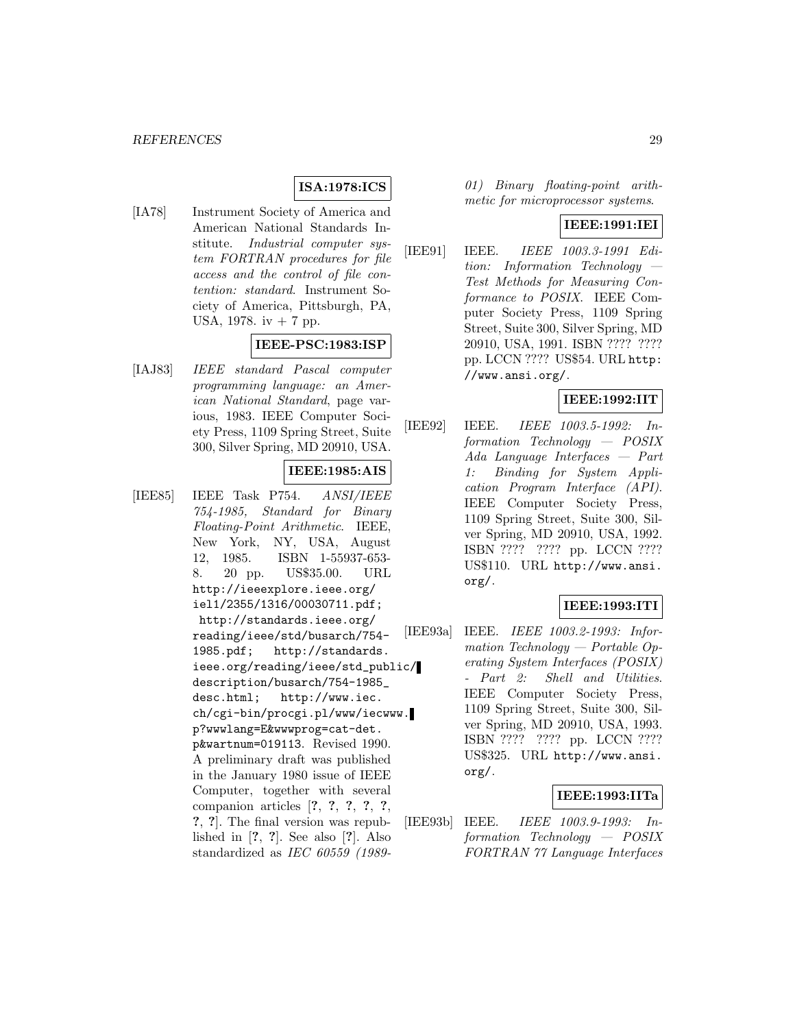**ISA:1978:ICS**

[IA78] Instrument Society of America and American National Standards Institute. *Industrial computer system FORTRAN procedures for file access and the control of file contention: standard*. Instrument Society of America, Pittsburgh, PA, USA, 1978. iv + 7 pp.

**IEEE-PSC:1983:ISP**

[IAJ83] *IEEE standard Pascal computer programming language: an American National Standard*, page various, 1983. IEEE Computer Society Press, 1109 Spring Street, Suite 300, Silver Spring, MD 20910, USA.

**IEEE:1985:AIS**

[IEE85] IEEE Task P754. *ANSI/IEEE 754-1985, Standard for Binary Floating-Point Arithmetic*. IEEE, New York, NY, USA, August 12, 1985. ISBN 1-55937-653-8. 20 pp. US$35.00. URL http://ieeexplore.ieee.org/iel1/2355/1316/00030711.pdf; http://standards.ieee.org/reading/ieee/std/busarch/754-1985.pdf; http://standards.ieee.org/reading/ieee/std_public/description/busarch/754-1985_desc.html; http://www.iec.ch/cgi-bin/procgi.pl/www/iecwww.p?wwwlang=E&wwwprog=cat-det.p&wartnum=019113. Revised 1990. A preliminary draft was published in the January 1980 issue of IEEE Computer, together with several companion articles [?, ?, ?, ?, ?, ?, ?]. The final version was republished in [?, ?]. See also [?]. Also standardized as *IEC 60559 (1989-01) Binary floating-point arithmetic for microprocessor systems*.

**IEEE:1991:IEI**

[IEE91] IEEE. *IEEE 1003.3-1991 Edition: Information Technology — Test Methods for Measuring Conformance to POSIX*. IEEE Computer Society Press, 1109 Spring Street, Suite 300, Silver Spring, MD 20910, USA, 1991. ISBN ???? ???? pp. LCCN ???? US$54. URL http://www.ansi.org/.

**IEEE:1992:IIT**

[IEE92] IEEE. *IEEE 1003.5-1992: Information Technology — POSIX Ada Language Interfaces — Part 1: Binding for System Application Program Interface (API)*. IEEE Computer Society Press, 1109 Spring Street, Suite 300, Silver Spring, MD 20910, USA, 1992. ISBN ???? ???? pp. LCCN ???? US$110. URL http://www.ansi.org/.

**IEEE:1993:ITI**

[IEE93a] IEEE. *IEEE 1003.2-1993: Information Technology — Portable Operating System Interfaces (POSIX) - Part 2: Shell and Utilities*. IEEE Computer Society Press, 1109 Spring Street, Suite 300, Silver Spring, MD 20910, USA, 1993. ISBN ???? ???? pp. LCCN ???? US$325. URL http://www.ansi.org/.

**IEEE:1993:IITa**

[IEE93b] IEEE. *IEEE 1003.9-1993: Information Technology — POSIX FORTRAN 77 Language Interfaces*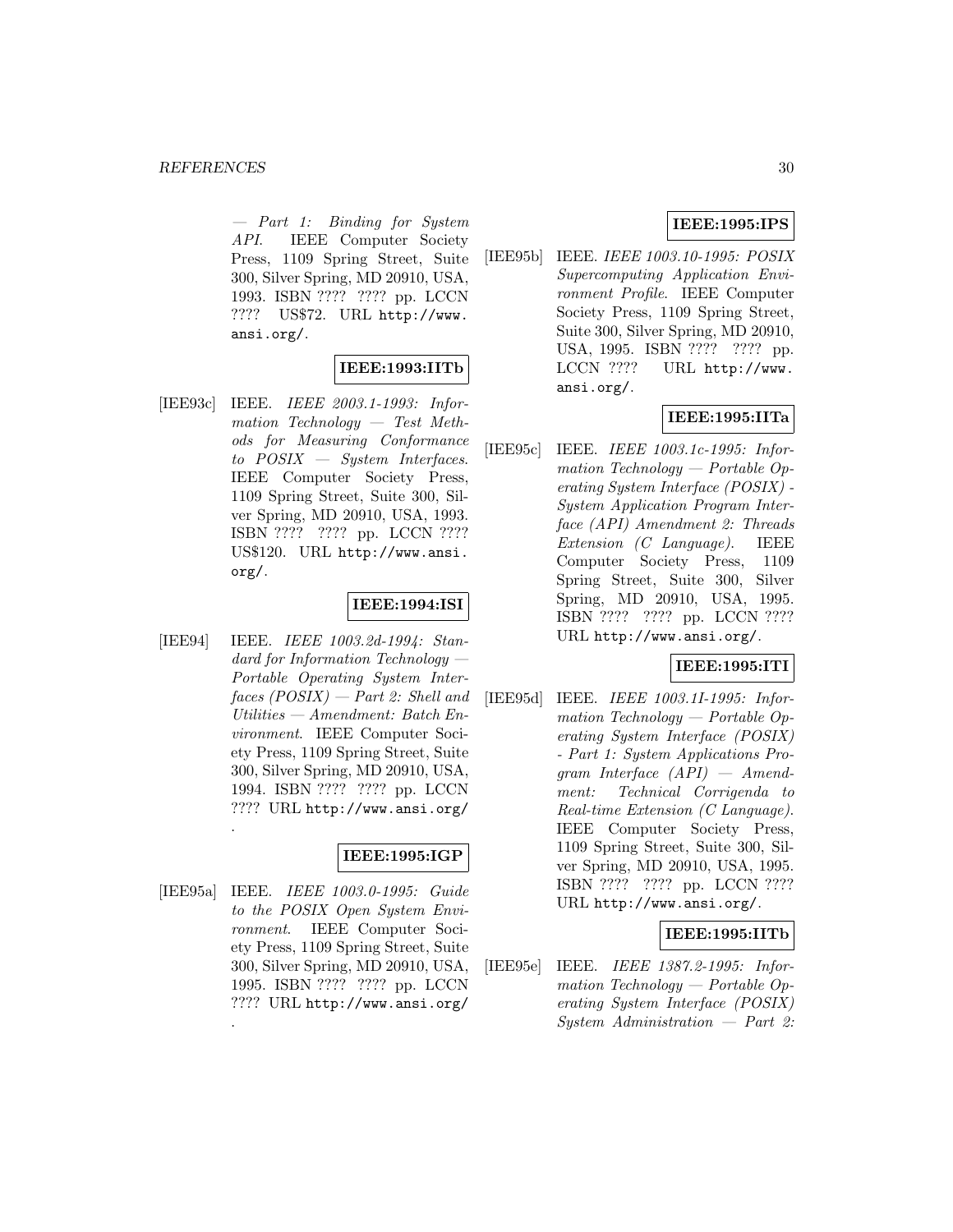— *Part 1: Binding for System API*. IEEE Computer Society Press, 1109 Spring Street, Suite 300, Silver Spring, MD 20910, USA, 1993. ISBN ???? ???? pp. LCCN ???? US$72. URL http://www.ansi.org/.

**IEEE:1993:IITb**

[IEE93c] IEEE. *IEEE 2003.1-1993: Information Technology — Test Methods for Measuring Conformance to POSIX — System Interfaces*. IEEE Computer Society Press, 1109 Spring Street, Suite 300, Silver Spring, MD 20910, USA, 1993. ISBN ???? ???? pp. LCCN ???? US$120. URL http://www.ansi.org/.

**IEEE:1994:ISI**

[IEE94] IEEE. *IEEE 1003.2d-1994: Standard for Information Technology — Portable Operating System Interfaces (POSIX) — Part 2: Shell and Utilities — Amendment: Batch Environment*. IEEE Computer Society Press, 1109 Spring Street, Suite 300, Silver Spring, MD 20910, USA, 1994. ISBN ???? ???? pp. LCCN ???? URL http://www.ansi.org/.

**IEEE:1995:IGP**

[IEE95a] IEEE. *IEEE 1003.0-1995: Guide to the POSIX Open System Environment*. IEEE Computer Society Press, 1109 Spring Street, Suite 300, Silver Spring, MD 20910, USA, 1995. ISBN ???? ???? pp. LCCN ???? URL http://www.ansi.org/.

**IEEE:1995:IPS**

[IEE95b] IEEE. *IEEE 1003.10-1995: POSIX Supercomputing Application Environment Profile*. IEEE Computer Society Press, 1109 Spring Street, Suite 300, Silver Spring, MD 20910, USA, 1995. ISBN ???? ???? pp. LCCN ???? URL http://www.ansi.org/.

**IEEE:1995:IITa**

[IEE95c] IEEE. *IEEE 1003.1c-1995: Information Technology — Portable Operating System Interface (POSIX) - System Application Program Interface (API) Amendment 2: Threads Extension (C Language)*. IEEE Computer Society Press, 1109 Spring Street, Suite 300, Silver Spring, MD 20910, USA, 1995. ISBN ???? ???? pp. LCCN ???? URL http://www.ansi.org/.

**IEEE:1995:ITI**

[IEE95d] IEEE. *IEEE 1003.1I-1995: Information Technology — Portable Operating System Interface (POSIX) - Part 1: System Applications Program Interface (API) — Amendment: Technical Corrigenda to Real-time Extension (C Language)*. IEEE Computer Society Press, 1109 Spring Street, Suite 300, Silver Spring, MD 20910, USA, 1995. ISBN ???? ???? pp. LCCN ???? URL http://www.ansi.org/.

**IEEE:1995:IITb**

[IEE95e] IEEE. *IEEE 1387.2-1995: Information Technology — Portable Operating System Interface (POSIX) System Administration — Part 2:*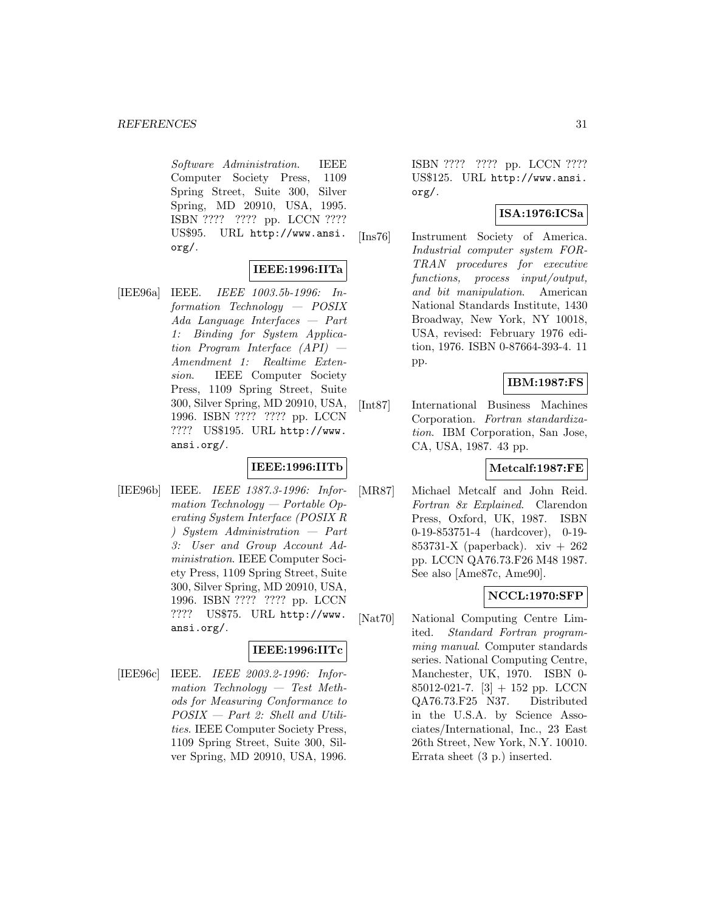*Software Administration*. IEEE Computer Society Press, 1109 Spring Street, Suite 300, Silver Spring, MD 20910, USA, 1995. ISBN ???? ???? pp. LCCN ???? US$95. URL http://www.ansi.org/.

**IEEE:1996:IITa**

[IEE96a] IEEE. *IEEE 1003.5b-1996: Information Technology — POSIX Ada Language Interfaces — Part 1: Binding for System Application Program Interface (API) — Amendment 1: Realtime Extension*. IEEE Computer Society Press, 1109 Spring Street, Suite 300, Silver Spring, MD 20910, USA, 1996. ISBN ???? ???? pp. LCCN ???? US$195. URL http://www.ansi.org/.

**IEEE:1996:IITb**

[IEE96b] IEEE. *IEEE 1387.3-1996: Information Technology — Portable Operating System Interface (POSIX R ) System Administration — Part 3: User and Group Account Administration*. IEEE Computer Society Press, 1109 Spring Street, Suite 300, Silver Spring, MD 20910, USA, 1996. ISBN ???? ???? pp. LCCN ???? US$75. URL http://www.ansi.org/.

**IEEE:1996:IITc**

[IEE96c] IEEE. *IEEE 2003.2-1996: Information Technology — Test Methods for Measuring Conformance to POSIX — Part 2: Shell and Utilities*. IEEE Computer Society Press, 1109 Spring Street, Suite 300, Silver Spring, MD 20910, USA, 1996. ISBN ???? ???? pp. LCCN ???? US$125. URL http://www.ansi.org/.

**ISA:1976:ICSa**

[Ins76] Instrument Society of America. *Industrial computer system FORTRAN procedures for executive functions, process input/output, and bit manipulation*. American National Standards Institute, 1430 Broadway, New York, NY 10018, USA, revised: February 1976 edition, 1976. ISBN 0-87664-393-4. 11 pp.

**IBM:1987:FS**

[Int87] International Business Machines Corporation. *Fortran standardization*. IBM Corporation, San Jose, CA, USA, 1987. 43 pp.

**Metcalf:1987:FE**

[MR87] Michael Metcalf and John Reid. *Fortran 8x Explained*. Clarendon Press, Oxford, UK, 1987. ISBN 0-19-853751-4 (hardcover), 0-19-853731-X (paperback). xiv + 262 pp. LCCN QA76.73.F26 M48 1987. See also [Ame87c, Ame90].

**NCCL:1970:SFP**

[Nat70] National Computing Centre Limited. *Standard Fortran programming manual*. Computer standards series. National Computing Centre, Manchester, UK, 1970. ISBN 0-85012-021-7. [3] + 152 pp. LCCN QA76.73.F25 N37. Distributed in the U.S.A. by Science Associates/International, Inc., 23 East 26th Street, New York, N.Y. 10010. Errata sheet (3 p.) inserted.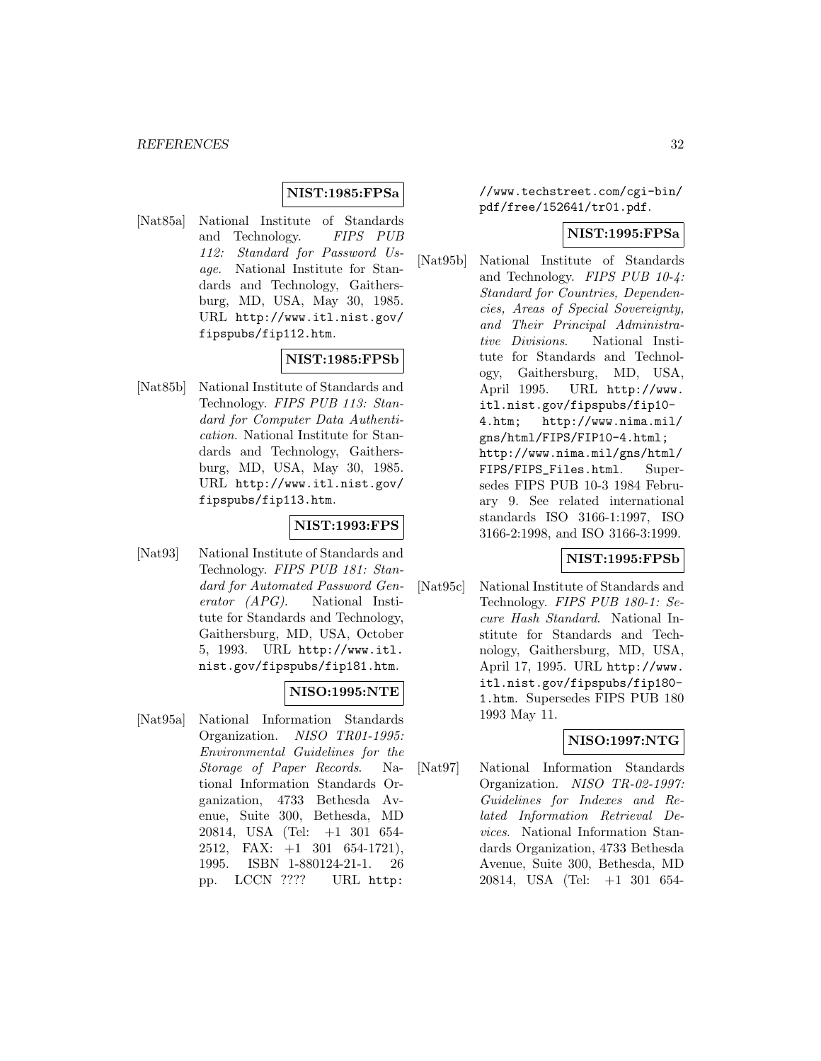**NIST:1985:FPSa**

[Nat85a] National Institute of Standards and Technology. *FIPS PUB 112: Standard for Password Usage*. National Institute for Standards and Technology, Gaithersburg, MD, USA, May 30, 1985. URL http://www.itl.nist.gov/fipspubs/fip112.htm.

**NIST:1985:FPSb**

[Nat85b] National Institute of Standards and Technology. *FIPS PUB 113: Standard for Computer Data Authentication*. National Institute for Standards and Technology, Gaithersburg, MD, USA, May 30, 1985. URL http://www.itl.nist.gov/fipspubs/fip113.htm.

**NIST:1993:FPS**

[Nat93] National Institute of Standards and Technology. *FIPS PUB 181: Standard for Automated Password Generator (APG)*. National Institute for Standards and Technology, Gaithersburg, MD, USA, October 5, 1993. URL http://www.itl.nist.gov/fipspubs/fip181.htm.

**NISO:1995:NTE**

[Nat95a] National Information Standards Organization. *NISO TR01-1995: Environmental Guidelines for the Storage of Paper Records*. National Information Standards Organization, 4733 Bethesda Avenue, Suite 300, Bethesda, MD 20814, USA (Tel: +1 301 654-2512, FAX: +1 301 654-1721), 1995. ISBN 1-880124-21-1. 26 pp. LCCN ???? URL http://www.techstreet.com/cgi-bin/pdf/free/152641/tr01.pdf.

**NIST:1995:FPSa**

[Nat95b] National Institute of Standards and Technology. *FIPS PUB 10-4: Standard for Countries, Dependencies, Areas of Special Sovereignty, and Their Principal Administrative Divisions*. National Institute for Standards and Technology, Gaithersburg, MD, USA, April 1995. URL http://www.itl.nist.gov/fipspubs/fip10-4.htm; http://www.nima.mil/gns/html/FIPS/FIP10-4.html; http://www.nima.mil/gns/html/FIPS/FIPS_Files.html. Supersedes FIPS PUB 10-3 1984 February 9. See related international standards ISO 3166-1:1997, ISO 3166-2:1998, and ISO 3166-3:1999.

**NIST:1995:FPSb**

[Nat95c] National Institute of Standards and Technology. *FIPS PUB 180-1: Secure Hash Standard*. National Institute for Standards and Technology, Gaithersburg, MD, USA, April 17, 1995. URL http://www.itl.nist.gov/fipspubs/fip180-1.htm. Supersedes FIPS PUB 180 1993 May 11.

**NISO:1997:NTG**

[Nat97] National Information Standards Organization. *NISO TR-02-1997: Guidelines for Indexes and Related Information Retrieval Devices*. National Information Standards Organization, 4733 Bethesda Avenue, Suite 300, Bethesda, MD 20814, USA (Tel: +1 301 654-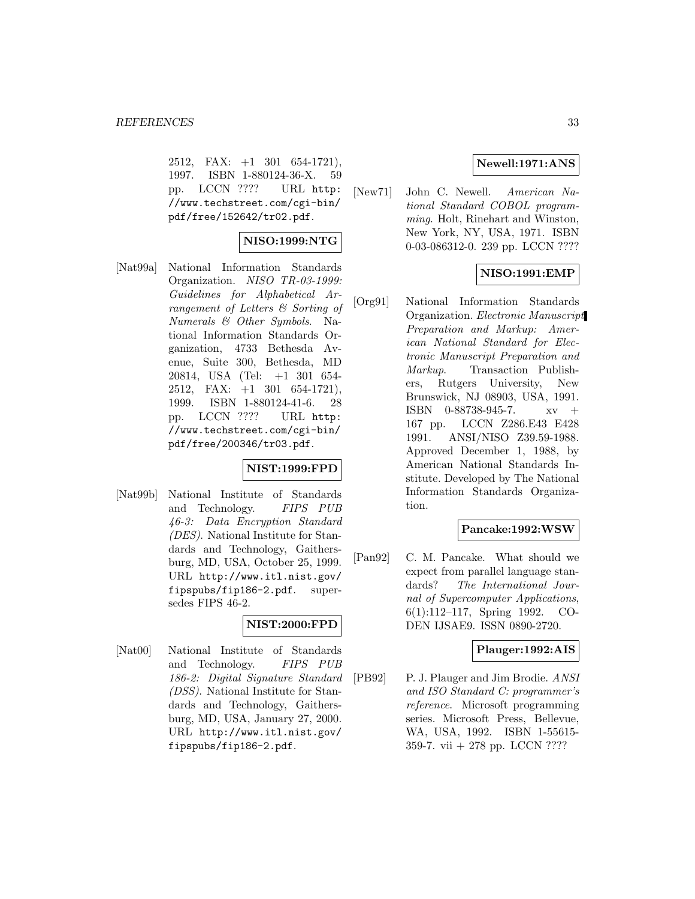2512, FAX: +1 301 654-1721), 1997. ISBN 1-880124-36-X. 59 pp. LCCN ???? URL http://www.techstreet.com/cgi-bin/pdf/free/152642/tr02.pdf.

**NISO:1999:NTG**

[Nat99a] National Information Standards Organization. *NISO TR-03-1999: Guidelines for Alphabetical Arrangement of Letters & Sorting of Numerals & Other Symbols*. National Information Standards Organization, 4733 Bethesda Avenue, Suite 300, Bethesda, MD 20814, USA (Tel: +1 301 654-2512, FAX: +1 301 654-1721), 1999. ISBN 1-880124-41-6. 28 pp. LCCN ???? URL http://www.techstreet.com/cgi-bin/pdf/free/200346/tr03.pdf.

**NIST:1999:FPD**

[Nat99b] National Institute of Standards and Technology. *FIPS PUB 46-3: Data Encryption Standard (DES)*. National Institute for Standards and Technology, Gaithersburg, MD, USA, October 25, 1999. URL http://www.itl.nist.gov/fipspubs/fip186-2.pdf. supersedes FIPS 46-2.

**NIST:2000:FPD**

[Nat00] National Institute of Standards and Technology. *FIPS PUB 186-2: Digital Signature Standard (DSS)*. National Institute for Standards and Technology, Gaithersburg, MD, USA, January 27, 2000. URL http://www.itl.nist.gov/fipspubs/fip186-2.pdf.

**Newell:1971:ANS**

[New71] John C. Newell. *American National Standard COBOL programming*. Holt, Rinehart and Winston, New York, NY, USA, 1971. ISBN 0-03-086312-0. 239 pp. LCCN ????

**NISO:1991:EMP**

[Org91] National Information Standards Organization. *Electronic Manuscript Preparation and Markup: American National Standard for Electronic Manuscript Preparation and Markup*. Transaction Publishers, Rutgers University, New Brunswick, NJ 08903, USA, 1991. ISBN 0-88738-945-7. xv + 167 pp. LCCN Z286.E43 E428 1991. ANSI/NISO Z39.59-1988. Approved December 1, 1988, by American National Standards Institute. Developed by The National Information Standards Organization.

**Pancake:1992:WSW**

[Pan92] C. M. Pancake. What should we expect from parallel language standards? *The International Journal of Supercomputer Applications*, 6(1):112–117, Spring 1992. CODEN IJSAE9. ISSN 0890-2720.

**Plauger:1992:AIS**

[PB92] P. J. Plauger and Jim Brodie. *ANSI and ISO Standard C: programmer's reference*. Microsoft programming series. Microsoft Press, Bellevue, WA, USA, 1992. ISBN 1-55615-359-7. vii + 278 pp. LCCN ????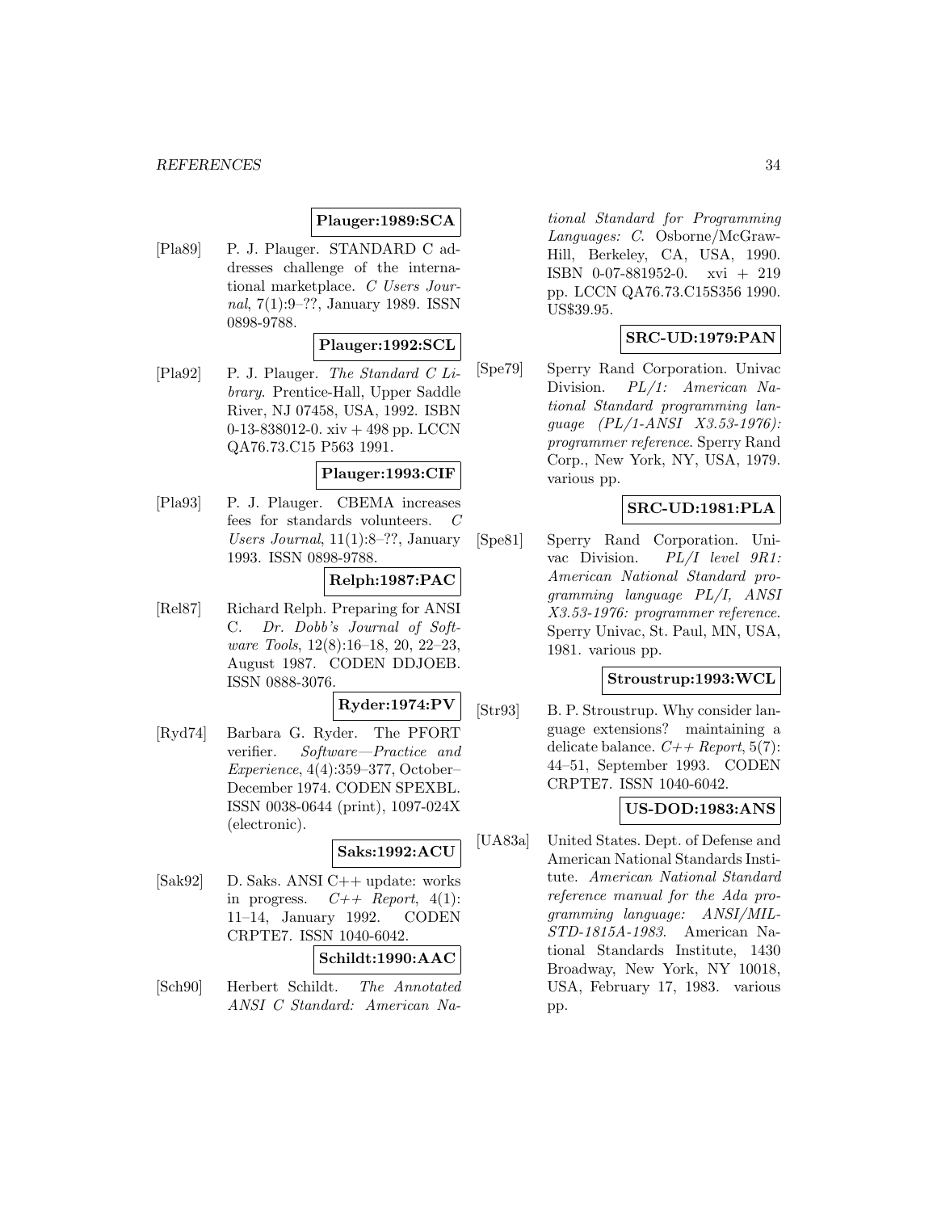**Plauger:1989:SCA**

[Pla89] P. J. Plauger. STANDARD C addresses challenge of the international marketplace. *C Users Journal*, 7(1):9–??, January 1989. ISSN 0898-9788.

**Plauger:1992:SCL**

[Pla92] P. J. Plauger. *The Standard C Library*. Prentice-Hall, Upper Saddle River, NJ 07458, USA, 1992. ISBN 0-13-838012-0. xiv + 498 pp. LCCN QA76.73.C15 P563 1991.

**Plauger:1993:CIF**

[Pla93] P. J. Plauger. CBEMA increases fees for standards volunteers. *C Users Journal*, 11(1):8–??, January 1993. ISSN 0898-9788.

**Relph:1987:PAC**

[Rel87] Richard Relph. Preparing for ANSI C. *Dr. Dobb's Journal of Software Tools*, 12(8):16–18, 20, 22–23, August 1987. CODEN DDJOEB. ISSN 0888-3076.

**Ryder:1974:PV**

[Ryd74] Barbara G. Ryder. The PFORT verifier. *Software—Practice and Experience*, 4(4):359–377, October–December 1974. CODEN SPEXBL. ISSN 0038-0644 (print), 1097-024X (electronic).

**Saks:1992:ACU**

[Sak92] D. Saks. ANSI C++ update: works in progress. *C++ Report*, 4(1): 11–14, January 1992. CODEN CRPTE7. ISSN 1040-6042.

**Schildt:1990:AAC**

[Sch90] Herbert Schildt. *The Annotated ANSI C Standard: American National Standard for Programming Languages: C*. Osborne/McGraw-Hill, Berkeley, CA, USA, 1990. ISBN 0-07-881952-0. xvi + 219 pp. LCCN QA76.73.C15S356 1990. US$39.95.

**SRC-UD:1979:PAN**

[Spe79] Sperry Rand Corporation. Univac Division. *PL/1: American National Standard programming language (PL/1-ANSI X3.53-1976): programmer reference*. Sperry Rand Corp., New York, NY, USA, 1979. various pp.

**SRC-UD:1981:PLA**

[Spe81] Sperry Rand Corporation. Univac Division. *PL/I level 9R1: American National Standard programming language PL/I, ANSI X3.53-1976: programmer reference*. Sperry Univac, St. Paul, MN, USA, 1981. various pp.

**Stroustrup:1993:WCL**

[Str93] B. P. Stroustrup. Why consider language extensions? maintaining a delicate balance. *C++ Report*, 5(7): 44–51, September 1993. CODEN CRPTE7. ISSN 1040-6042.

**US-DOD:1983:ANS**

[UA83a] United States. Dept. of Defense and American National Standards Institute. *American National Standard reference manual for the Ada programming language: ANSI/MIL-STD-1815A-1983*. American National Standards Institute, 1430 Broadway, New York, NY 10018, USA, February 17, 1983. various pp.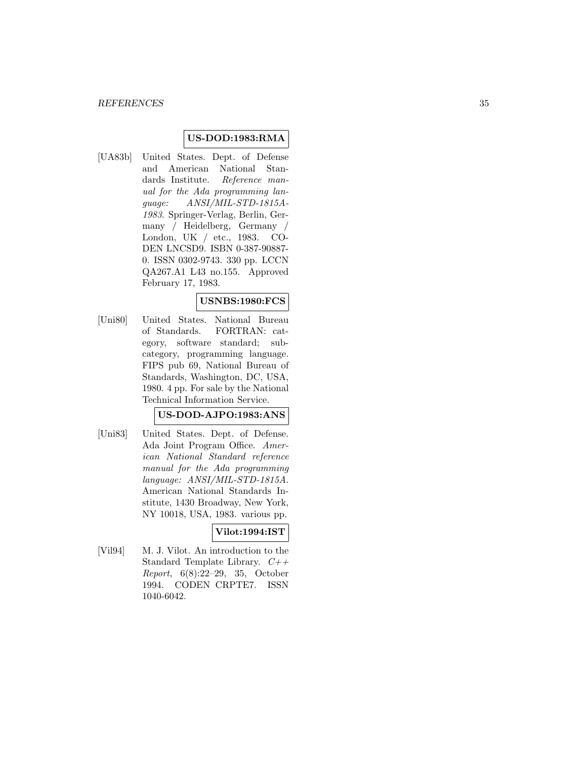**US-DOD:1983:RMA**

[UA83b] United States. Dept. of Defense and American National Standards Institute. *Reference manual for the Ada programming language: ANSI/MIL-STD-1815A-1983*. Springer-Verlag, Berlin, Germany / Heidelberg, Germany / London, UK / etc., 1983. CODEN LNCSD9. ISBN 0-387-90887-0. ISSN 0302-9743. 330 pp. LCCN QA267.A1 L43 no.155. Approved February 17, 1983.

**USNBS:1980:FCS**

[Uni80] United States. National Bureau of Standards. FORTRAN: category, software standard; subcategory, programming language. FIPS pub 69, National Bureau of Standards, Washington, DC, USA, 1980. 4 pp. For sale by the National Technical Information Service.

**US-DOD-AJPO:1983:ANS**

[Uni83] United States. Dept. of Defense. Ada Joint Program Office. *American National Standard reference manual for the Ada programming language: ANSI/MIL-STD-1815A*. American National Standards Institute, 1430 Broadway, New York, NY 10018, USA, 1983. various pp.

**Vilot:1994:IST**

[Vil94] M. J. Vilot. An introduction to the Standard Template Library. *C++ Report*, 6(8):22–29, 35, October 1994. CODEN CRPTE7. ISSN 1040-6042.